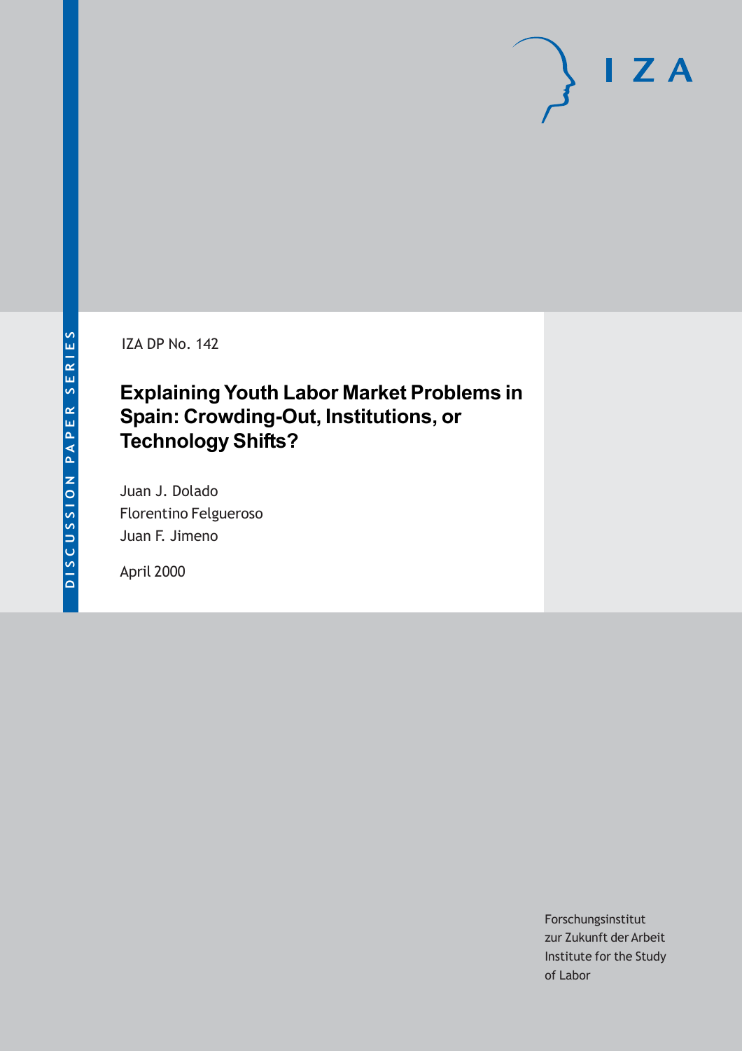IZA DP No. 142

# Explaining Youth Labor Market Problems in Spain: Crowding-Out, Institutions, or Technology Shifts?

Juan J. Dolado
Florentino Felgueroso
Juan F. Jimeno

April 2000

Forschungsinstitut
zur Zukunft der Arbeit
Institute for the Study
of Labor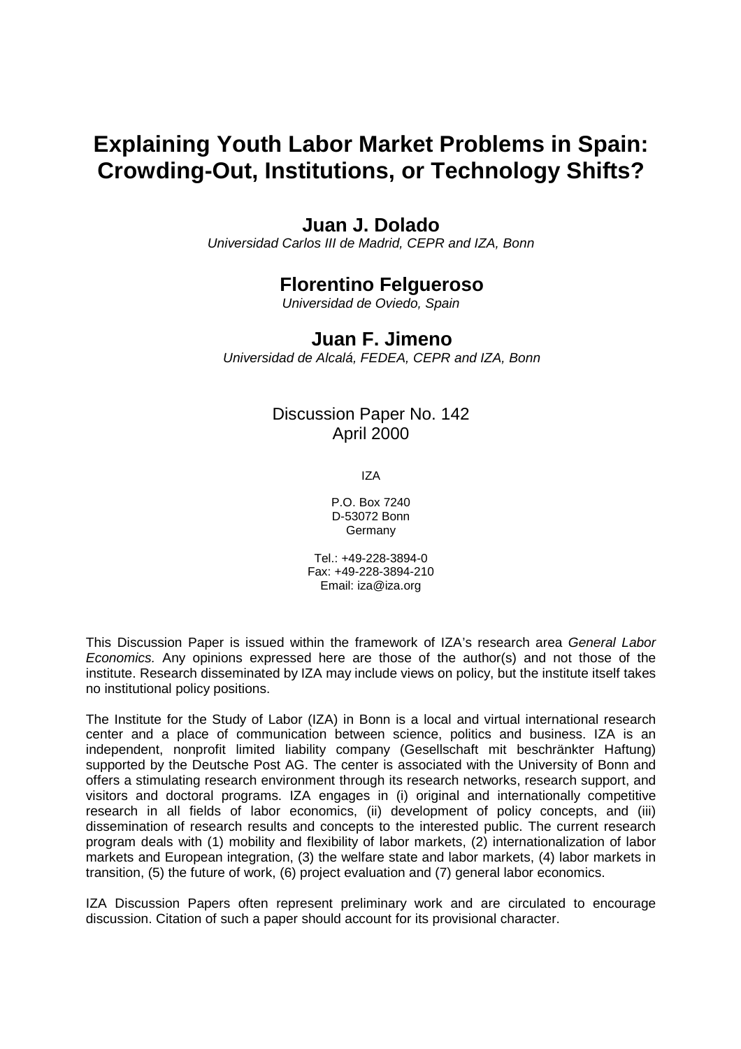# Explaining Youth Labor Market Problems in Spain: Crowding-Out, Institutions, or Technology Shifts?

## Juan J. Dolado

*Universidad Carlos III de Madrid, CEPR and IZA, Bonn*

## Florentino Felgueroso

*Universidad de Oviedo, Spain*

## Juan F. Jimeno

*Universidad de Alcalá, FEDEA, CEPR and IZA, Bonn*

Discussion Paper No. 142
April 2000

IZA

P.O. Box 7240
D-53072 Bonn
Germany

Tel.: +49-228-3894-0
Fax: +49-228-3894-210
Email: iza@iza.org

This Discussion Paper is issued within the framework of IZA's research area *General Labor Economics.* Any opinions expressed here are those of the author(s) and not those of the institute. Research disseminated by IZA may include views on policy, but the institute itself takes no institutional policy positions.

The Institute for the Study of Labor (IZA) in Bonn is a local and virtual international research center and a place of communication between science, politics and business. IZA is an independent, nonprofit limited liability company (Gesellschaft mit beschränkter Haftung) supported by the Deutsche Post AG. The center is associated with the University of Bonn and offers a stimulating research environment through its research networks, research support, and visitors and doctoral programs. IZA engages in (i) original and internationally competitive research in all fields of labor economics, (ii) development of policy concepts, and (iii) dissemination of research results and concepts to the interested public. The current research program deals with (1) mobility and flexibility of labor markets, (2) internationalization of labor markets and European integration, (3) the welfare state and labor markets, (4) labor markets in transition, (5) the future of work, (6) project evaluation and (7) general labor economics.

IZA Discussion Papers often represent preliminary work and are circulated to encourage discussion. Citation of such a paper should account for its provisional character.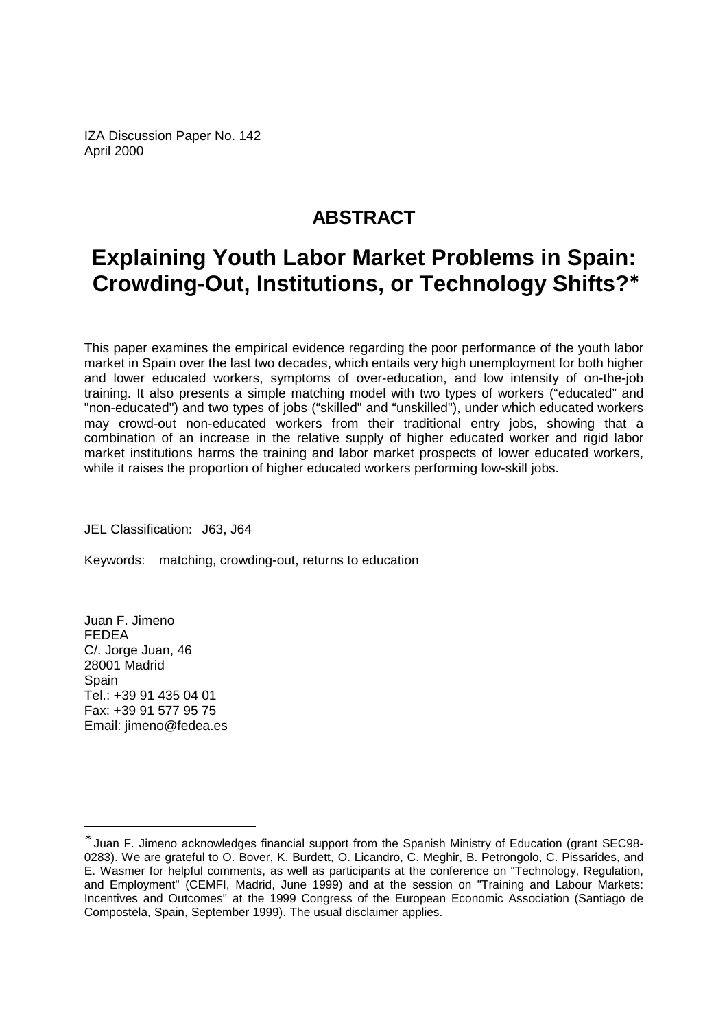IZA Discussion Paper No. 142
April 2000

## ABSTRACT

# Explaining Youth Labor Market Problems in Spain: Crowding-Out, Institutions, or Technology Shifts?*

This paper examines the empirical evidence regarding the poor performance of the youth labor market in Spain over the last two decades, which entails very high unemployment for both higher and lower educated workers, symptoms of over-education, and low intensity of on-the-job training. It also presents a simple matching model with two types of workers ("educated" and "non-educated") and two types of jobs ("skilled" and "unskilled"), under which educated workers may crowd-out non-educated workers from their traditional entry jobs, showing that a combination of an increase in the relative supply of higher educated worker and rigid labor market institutions harms the training and labor market prospects of lower educated workers, while it raises the proportion of higher educated workers performing low-skill jobs.

JEL Classification: J63, J64

Keywords: matching, crowding-out, returns to education

Juan F. Jimeno
FEDEA
C/. Jorge Juan, 46
28001 Madrid
Spain
Tel.: +39 91 435 04 01
Fax: +39 91 577 95 75
Email: jimeno@fedea.es

---

* Juan F. Jimeno acknowledges financial support from the Spanish Ministry of Education (grant SEC98-0283). We are grateful to O. Bover, K. Burdett, O. Licandro, C. Meghir, B. Petrongolo, C. Pissarides, and E. Wasmer for helpful comments, as well as participants at the conference on "Technology, Regulation, and Employment" (CEMFI, Madrid, June 1999) and at the session on "Training and Labour Markets: Incentives and Outcomes" at the 1999 Congress of the European Economic Association (Santiago de Compostela, Spain, September 1999). The usual disclaimer applies.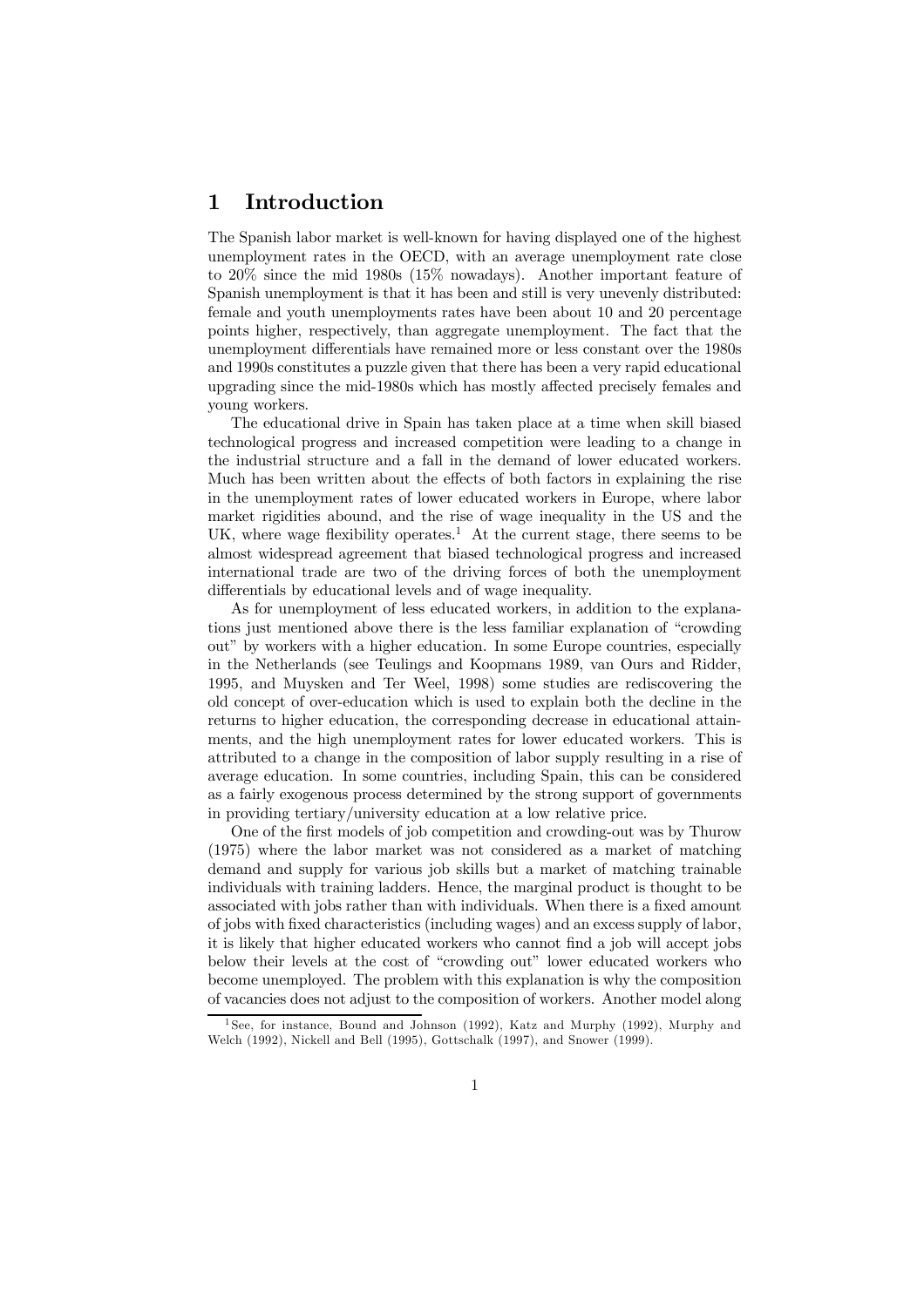# 1 Introduction

The Spanish labor market is well-known for having displayed one of the highest unemployment rates in the OECD, with an average unemployment rate close to 20% since the mid 1980s (15% nowadays). Another important feature of Spanish unemployment is that it has been and still is very unevenly distributed: female and youth unemployments rates have been about 10 and 20 percentage points higher, respectively, than aggregate unemployment. The fact that the unemployment differentials have remained more or less constant over the 1980s and 1990s constitutes a puzzle given that there has been a very rapid educational upgrading since the mid-1980s which has mostly affected precisely females and young workers.

The educational drive in Spain has taken place at a time when skill biased technological progress and increased competition were leading to a change in the industrial structure and a fall in the demand of lower educated workers. Much has been written about the effects of both factors in explaining the rise in the unemployment rates of lower educated workers in Europe, where labor market rigidities abound, and the rise of wage inequality in the US and the UK, where wage flexibility operates.[1] At the current stage, there seems to be almost widespread agreement that biased technological progress and increased international trade are two of the driving forces of both the unemployment differentials by educational levels and of wage inequality.

As for unemployment of less educated workers, in addition to the explanations just mentioned above there is the less familiar explanation of "crowding out" by workers with a higher education. In some Europe countries, especially in the Netherlands (see Teulings and Koopmans 1989, van Ours and Ridder, 1995, and Muysken and Ter Weel, 1998) some studies are rediscovering the old concept of over-education which is used to explain both the decline in the returns to higher education, the corresponding decrease in educational attainments, and the high unemployment rates for lower educated workers. This is attributed to a change in the composition of labor supply resulting in a rise of average education. In some countries, including Spain, this can be considered as a fairly exogenous process determined by the strong support of governments in providing tertiary/university education at a low relative price.

One of the first models of job competition and crowding-out was by Thurow (1975) where the labor market was not considered as a market of matching demand and supply for various job skills but a market of matching trainable individuals with training ladders. Hence, the marginal product is thought to be associated with jobs rather than with individuals. When there is a fixed amount of jobs with fixed characteristics (including wages) and an excess supply of labor, it is likely that higher educated workers who cannot find a job will accept jobs below their levels at the cost of "crowding out" lower educated workers who become unemployed. The problem with this explanation is why the composition of vacancies does not adjust to the composition of workers. Another model along

[1] See, for instance, Bound and Johnson (1992), Katz and Murphy (1992), Murphy and Welch (1992), Nickell and Bell (1995), Gottschalk (1997), and Snower (1999).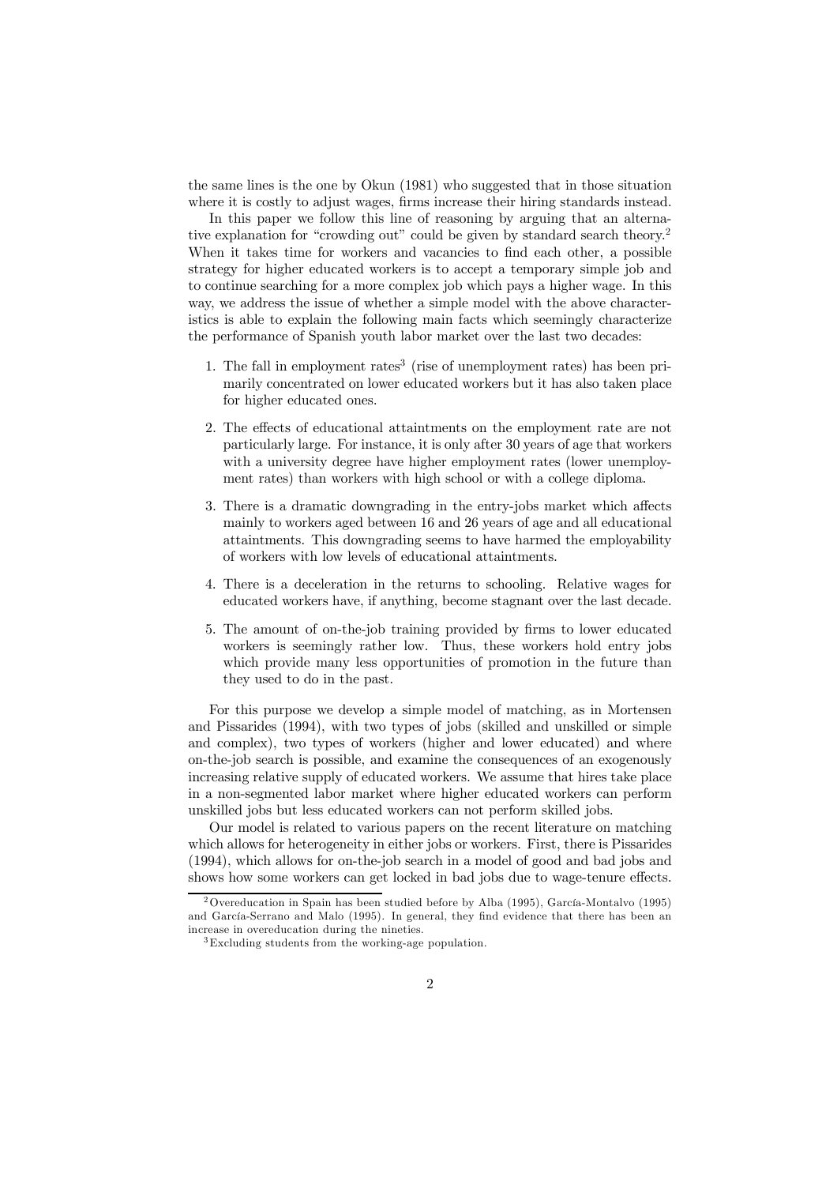the same lines is the one by Okun (1981) who suggested that in those situation where it is costly to adjust wages, firms increase their hiring standards instead.

In this paper we follow this line of reasoning by arguing that an alternative explanation for "crowding out" could be given by standard search theory.[2] When it takes time for workers and vacancies to find each other, a possible strategy for higher educated workers is to accept a temporary simple job and to continue searching for a more complex job which pays a higher wage. In this way, we address the issue of whether a simple model with the above characteristics is able to explain the following main facts which seemingly characterize the performance of Spanish youth labor market over the last two decades:

1. The fall in employment rates[3] (rise of unemployment rates) has been primarily concentrated on lower educated workers but it has also taken place for higher educated ones.

2. The effects of educational attaintments on the employment rate are not particularly large. For instance, it is only after 30 years of age that workers with a university degree have higher employment rates (lower unemployment rates) than workers with high school or with a college diploma.

3. There is a dramatic downgrading in the entry-jobs market which affects mainly to workers aged between 16 and 26 years of age and all educational attaintments. This downgrading seems to have harmed the employability of workers with low levels of educational attaintments.

4. There is a deceleration in the returns to schooling. Relative wages for educated workers have, if anything, become stagnant over the last decade.

5. The amount of on-the-job training provided by firms to lower educated workers is seemingly rather low. Thus, these workers hold entry jobs which provide many less opportunities of promotion in the future than they used to do in the past.

For this purpose we develop a simple model of matching, as in Mortensen and Pissarides (1994), with two types of jobs (skilled and unskilled or simple and complex), two types of workers (higher and lower educated) and where on-the-job search is possible, and examine the consequences of an exogenously increasing relative supply of educated workers. We assume that hires take place in a non-segmented labor market where higher educated workers can perform unskilled jobs but less educated workers can not perform skilled jobs.

Our model is related to various papers on the recent literature on matching which allows for heterogeneity in either jobs or workers. First, there is Pissarides (1994), which allows for on-the-job search in a model of good and bad jobs and shows how some workers can get locked in bad jobs due to wage-tenure effects.

[2] Overeducation in Spain has been studied before by Alba (1995), García-Montalvo (1995) and García-Serrano and Malo (1995). In general, they find evidence that there has been an increase in overeducation during the nineties.

[3] Excluding students from the working-age population.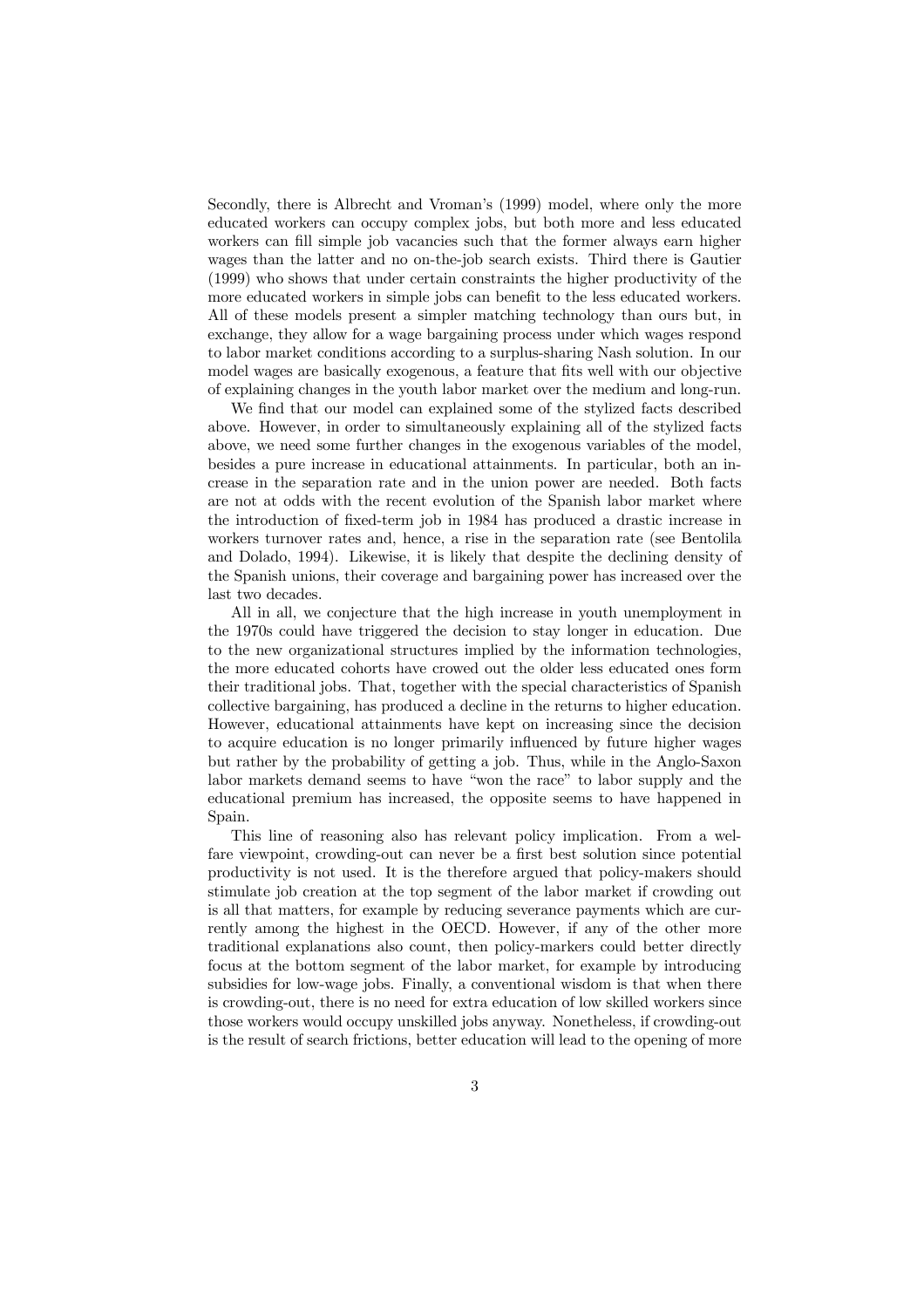Secondly, there is Albrecht and Vroman's (1999) model, where only the more educated workers can occupy complex jobs, but both more and less educated workers can fill simple job vacancies such that the former always earn higher wages than the latter and no on-the-job search exists. Third there is Gautier (1999) who shows that under certain constraints the higher productivity of the more educated workers in simple jobs can benefit to the less educated workers. All of these models present a simpler matching technology than ours but, in exchange, they allow for a wage bargaining process under which wages respond to labor market conditions according to a surplus-sharing Nash solution. In our model wages are basically exogenous, a feature that fits well with our objective of explaining changes in the youth labor market over the medium and long-run.

We find that our model can explained some of the stylized facts described above. However, in order to simultaneously explaining all of the stylized facts above, we need some further changes in the exogenous variables of the model, besides a pure increase in educational attainments. In particular, both an increase in the separation rate and in the union power are needed. Both facts are not at odds with the recent evolution of the Spanish labor market where the introduction of fixed-term job in 1984 has produced a drastic increase in workers turnover rates and, hence, a rise in the separation rate (see Bentolila and Dolado, 1994). Likewise, it is likely that despite the declining density of the Spanish unions, their coverage and bargaining power has increased over the last two decades.

All in all, we conjecture that the high increase in youth unemployment in the 1970s could have triggered the decision to stay longer in education. Due to the new organizational structures implied by the information technologies, the more educated cohorts have crowed out the older less educated ones form their traditional jobs. That, together with the special characteristics of Spanish collective bargaining, has produced a decline in the returns to higher education. However, educational attainments have kept on increasing since the decision to acquire education is no longer primarily influenced by future higher wages but rather by the probability of getting a job. Thus, while in the Anglo-Saxon labor markets demand seems to have "won the race" to labor supply and the educational premium has increased, the opposite seems to have happened in Spain.

This line of reasoning also has relevant policy implication. From a welfare viewpoint, crowding-out can never be a first best solution since potential productivity is not used. It is the therefore argued that policy-makers should stimulate job creation at the top segment of the labor market if crowding out is all that matters, for example by reducing severance payments which are currently among the highest in the OECD. However, if any of the other more traditional explanations also count, then policy-markers could better directly focus at the bottom segment of the labor market, for example by introducing subsidies for low-wage jobs. Finally, a conventional wisdom is that when there is crowding-out, there is no need for extra education of low skilled workers since those workers would occupy unskilled jobs anyway. Nonetheless, if crowding-out is the result of search frictions, better education will lead to the opening of more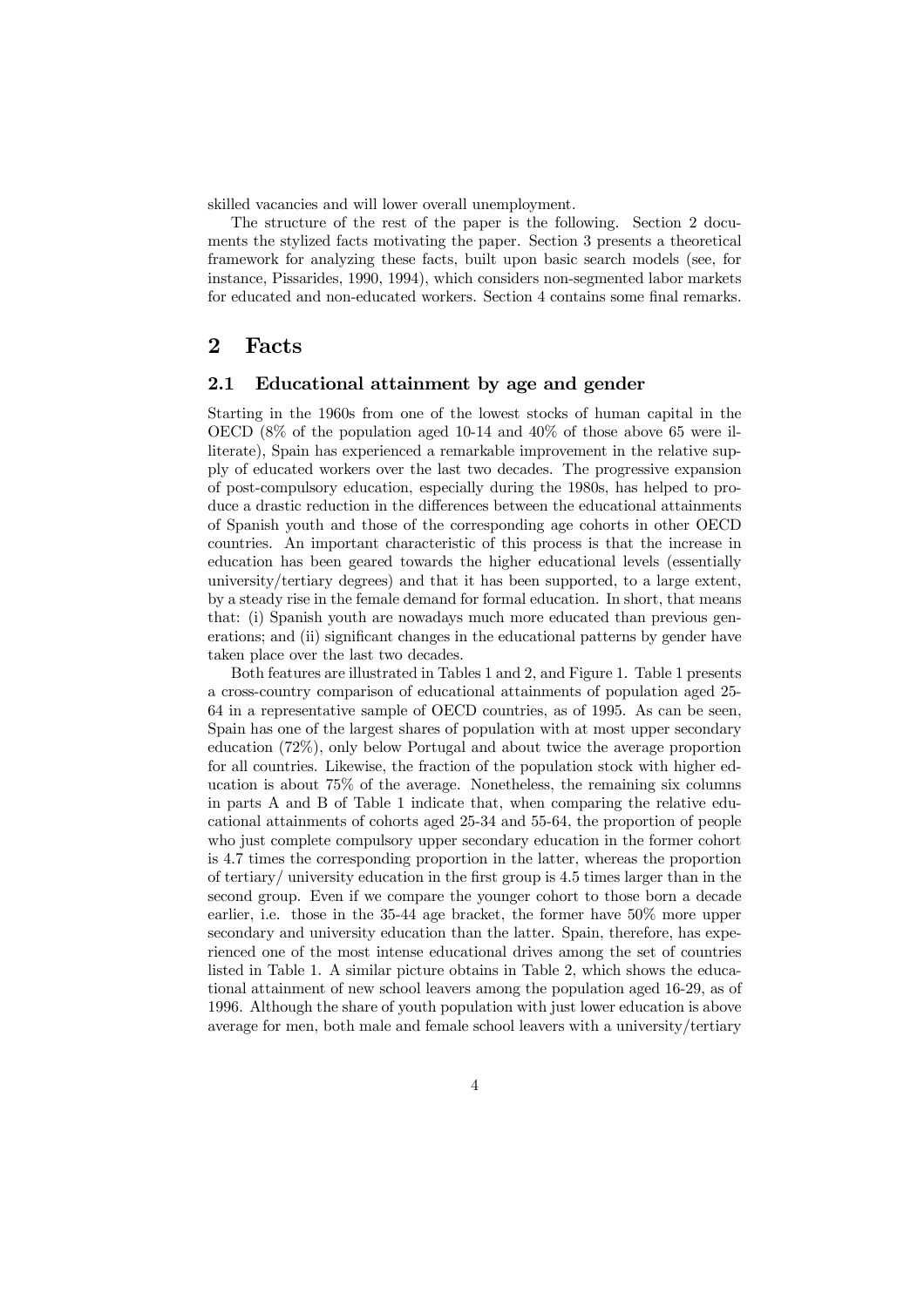skilled vacancies and will lower overall unemployment.

The structure of the rest of the paper is the following. Section 2 documents the stylized facts motivating the paper. Section 3 presents a theoretical framework for analyzing these facts, built upon basic search models (see, for instance, Pissarides, 1990, 1994), which considers non-segmented labor markets for educated and non-educated workers. Section 4 contains some final remarks.

# 2 Facts

## 2.1 Educational attainment by age and gender

Starting in the 1960s from one of the lowest stocks of human capital in the OECD (8% of the population aged 10-14 and 40% of those above 65 were illiterate), Spain has experienced a remarkable improvement in the relative supply of educated workers over the last two decades. The progressive expansion of post-compulsory education, especially during the 1980s, has helped to produce a drastic reduction in the differences between the educational attainments of Spanish youth and those of the corresponding age cohorts in other OECD countries. An important characteristic of this process is that the increase in education has been geared towards the higher educational levels (essentially university/tertiary degrees) and that it has been supported, to a large extent, by a steady rise in the female demand for formal education. In short, that means that: (i) Spanish youth are nowadays much more educated than previous generations; and (ii) significant changes in the educational patterns by gender have taken place over the last two decades.

Both features are illustrated in Tables 1 and 2, and Figure 1. Table 1 presents a cross-country comparison of educational attainments of population aged 25-64 in a representative sample of OECD countries, as of 1995. As can be seen, Spain has one of the largest shares of population with at most upper secondary education (72%), only below Portugal and about twice the average proportion for all countries. Likewise, the fraction of the population stock with higher education is about 75% of the average. Nonetheless, the remaining six columns in parts A and B of Table 1 indicate that, when comparing the relative educational attainments of cohorts aged 25-34 and 55-64, the proportion of people who just complete compulsory upper secondary education in the former cohort is 4.7 times the corresponding proportion in the latter, whereas the proportion of tertiary/ university education in the first group is 4.5 times larger than in the second group. Even if we compare the younger cohort to those born a decade earlier, i.e. those in the 35-44 age bracket, the former have 50% more upper secondary and university education than the latter. Spain, therefore, has experienced one of the most intense educational drives among the set of countries listed in Table 1. A similar picture obtains in Table 2, which shows the educational attainment of new school leavers among the population aged 16-29, as of 1996. Although the share of youth population with just lower education is above average for men, both male and female school leavers with a university/tertiary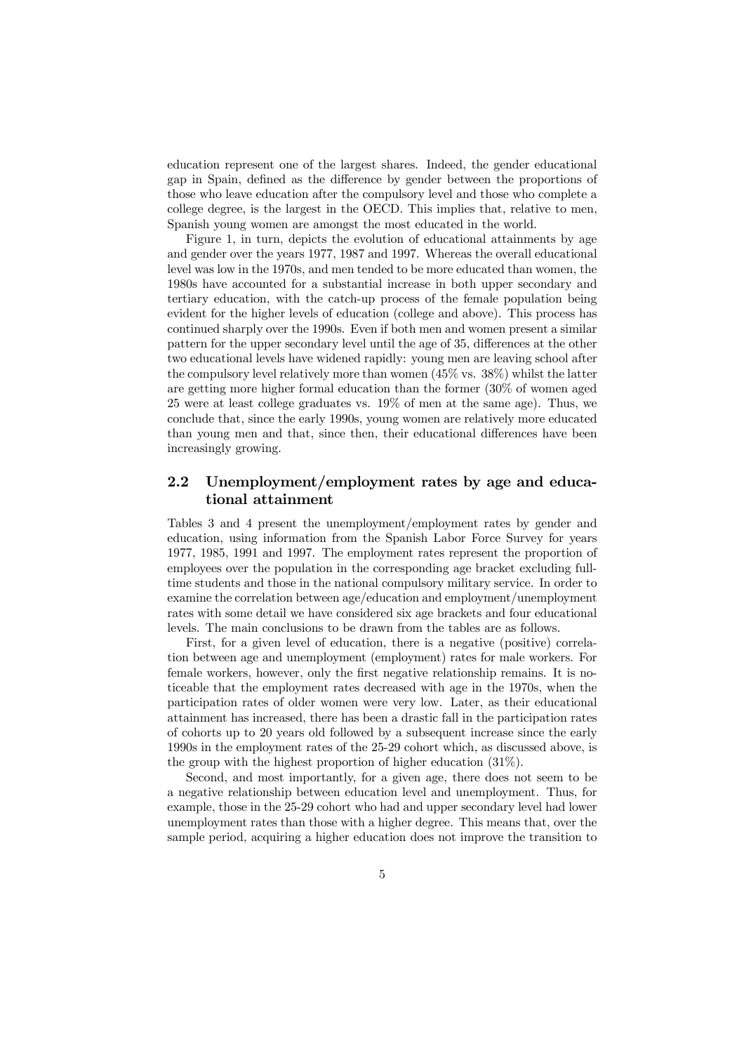education represent one of the largest shares. Indeed, the gender educational gap in Spain, defined as the difference by gender between the proportions of those who leave education after the compulsory level and those who complete a college degree, is the largest in the OECD. This implies that, relative to men, Spanish young women are amongst the most educated in the world.

Figure 1, in turn, depicts the evolution of educational attainments by age and gender over the years 1977, 1987 and 1997. Whereas the overall educational level was low in the 1970s, and men tended to be more educated than women, the 1980s have accounted for a substantial increase in both upper secondary and tertiary education, with the catch-up process of the female population being evident for the higher levels of education (college and above). This process has continued sharply over the 1990s. Even if both men and women present a similar pattern for the upper secondary level until the age of 35, differences at the other two educational levels have widened rapidly: young men are leaving school after the compulsory level relatively more than women (45% vs. 38%) whilst the latter are getting more higher formal education than the former (30% of women aged 25 were at least college graduates vs. 19% of men at the same age). Thus, we conclude that, since the early 1990s, young women are relatively more educated than young men and that, since then, their educational differences have been increasingly growing.

## 2.2 Unemployment/employment rates by age and educational attainment

Tables 3 and 4 present the unemployment/employment rates by gender and education, using information from the Spanish Labor Force Survey for years 1977, 1985, 1991 and 1997. The employment rates represent the proportion of employees over the population in the corresponding age bracket excluding full-time students and those in the national compulsory military service. In order to examine the correlation between age/education and employment/unemployment rates with some detail we have considered six age brackets and four educational levels. The main conclusions to be drawn from the tables are as follows.

First, for a given level of education, there is a negative (positive) correlation between age and unemployment (employment) rates for male workers. For female workers, however, only the first negative relationship remains. It is noticeable that the employment rates decreased with age in the 1970s, when the participation rates of older women were very low. Later, as their educational attainment has increased, there has been a drastic fall in the participation rates of cohorts up to 20 years old followed by a subsequent increase since the early 1990s in the employment rates of the 25-29 cohort which, as discussed above, is the group with the highest proportion of higher education (31%).

Second, and most importantly, for a given age, there does not seem to be a negative relationship between education level and unemployment. Thus, for example, those in the 25-29 cohort who had and upper secondary level had lower unemployment rates than those with a higher degree. This means that, over the sample period, acquiring a higher education does not improve the transition to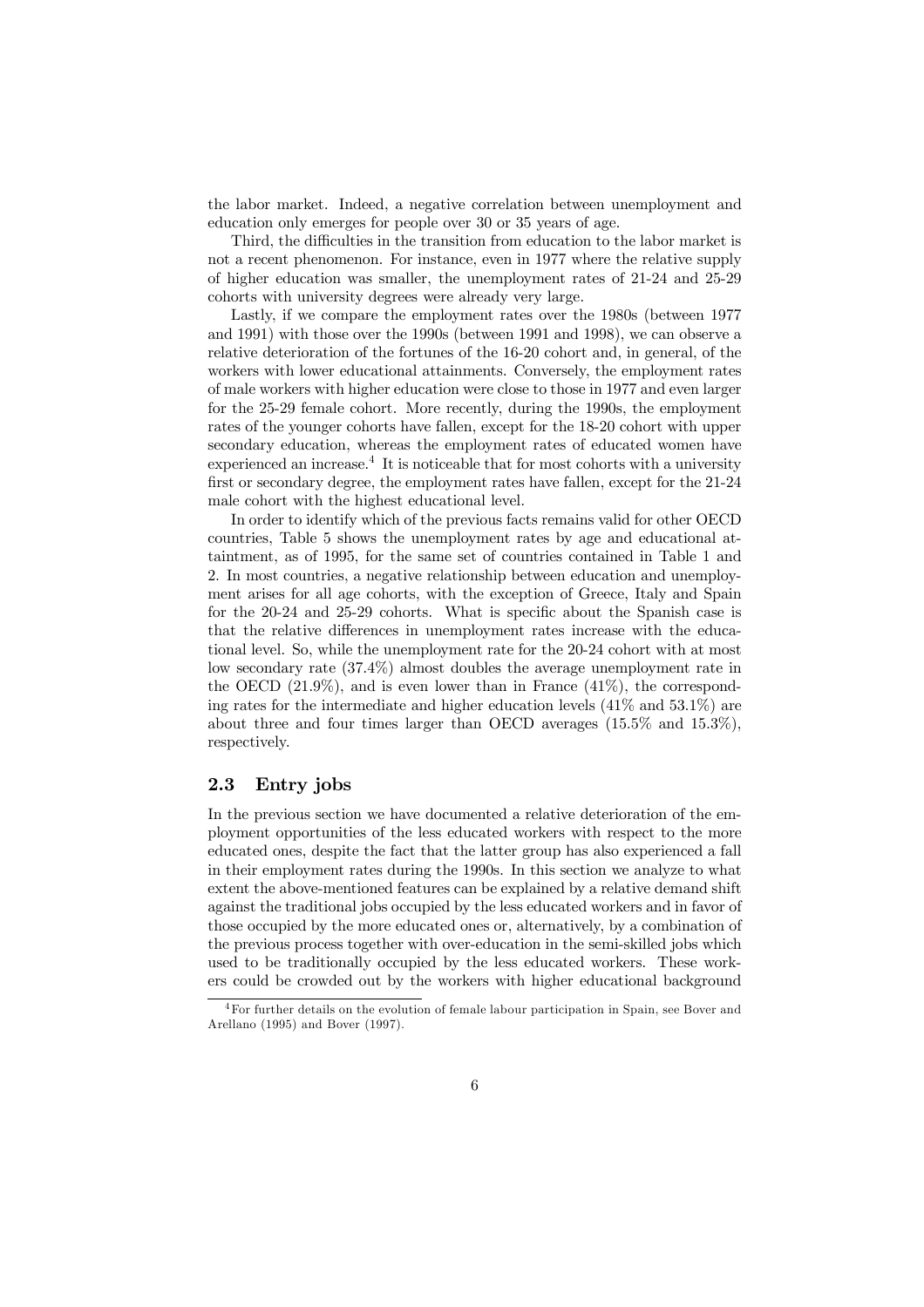the labor market. Indeed, a negative correlation between unemployment and education only emerges for people over 30 or 35 years of age.

Third, the difficulties in the transition from education to the labor market is not a recent phenomenon. For instance, even in 1977 where the relative supply of higher education was smaller, the unemployment rates of 21-24 and 25-29 cohorts with university degrees were already very large.

Lastly, if we compare the employment rates over the 1980s (between 1977 and 1991) with those over the 1990s (between 1991 and 1998), we can observe a relative deterioration of the fortunes of the 16-20 cohort and, in general, of the workers with lower educational attainments. Conversely, the employment rates of male workers with higher education were close to those in 1977 and even larger for the 25-29 female cohort. More recently, during the 1990s, the employment rates of the younger cohorts have fallen, except for the 18-20 cohort with upper secondary education, whereas the employment rates of educated women have experienced an increase.[4] It is noticeable that for most cohorts with a university first or secondary degree, the employment rates have fallen, except for the 21-24 male cohort with the highest educational level.

In order to identify which of the previous facts remains valid for other OECD countries, Table 5 shows the unemployment rates by age and educational attaintment, as of 1995, for the same set of countries contained in Table 1 and 2. In most countries, a negative relationship between education and unemployment arises for all age cohorts, with the exception of Greece, Italy and Spain for the 20-24 and 25-29 cohorts. What is specific about the Spanish case is that the relative differences in unemployment rates increase with the educational level. So, while the unemployment rate for the 20-24 cohort with at most low secondary rate (37.4%) almost doubles the average unemployment rate in the OECD (21.9%), and is even lower than in France (41%), the corresponding rates for the intermediate and higher education levels (41% and 53.1%) are about three and four times larger than OECD averages (15.5% and 15.3%), respectively.

## 2.3 Entry jobs

In the previous section we have documented a relative deterioration of the employment opportunities of the less educated workers with respect to the more educated ones, despite the fact that the latter group has also experienced a fall in their employment rates during the 1990s. In this section we analyze to what extent the above-mentioned features can be explained by a relative demand shift against the traditional jobs occupied by the less educated workers and in favor of those occupied by the more educated ones or, alternatively, by a combination of the previous process together with over-education in the semi-skilled jobs which used to be traditionally occupied by the less educated workers. These workers could be crowded out by the workers with higher educational background

[4] For further details on the evolution of female labour participation in Spain, see Bover and Arellano (1995) and Bover (1997).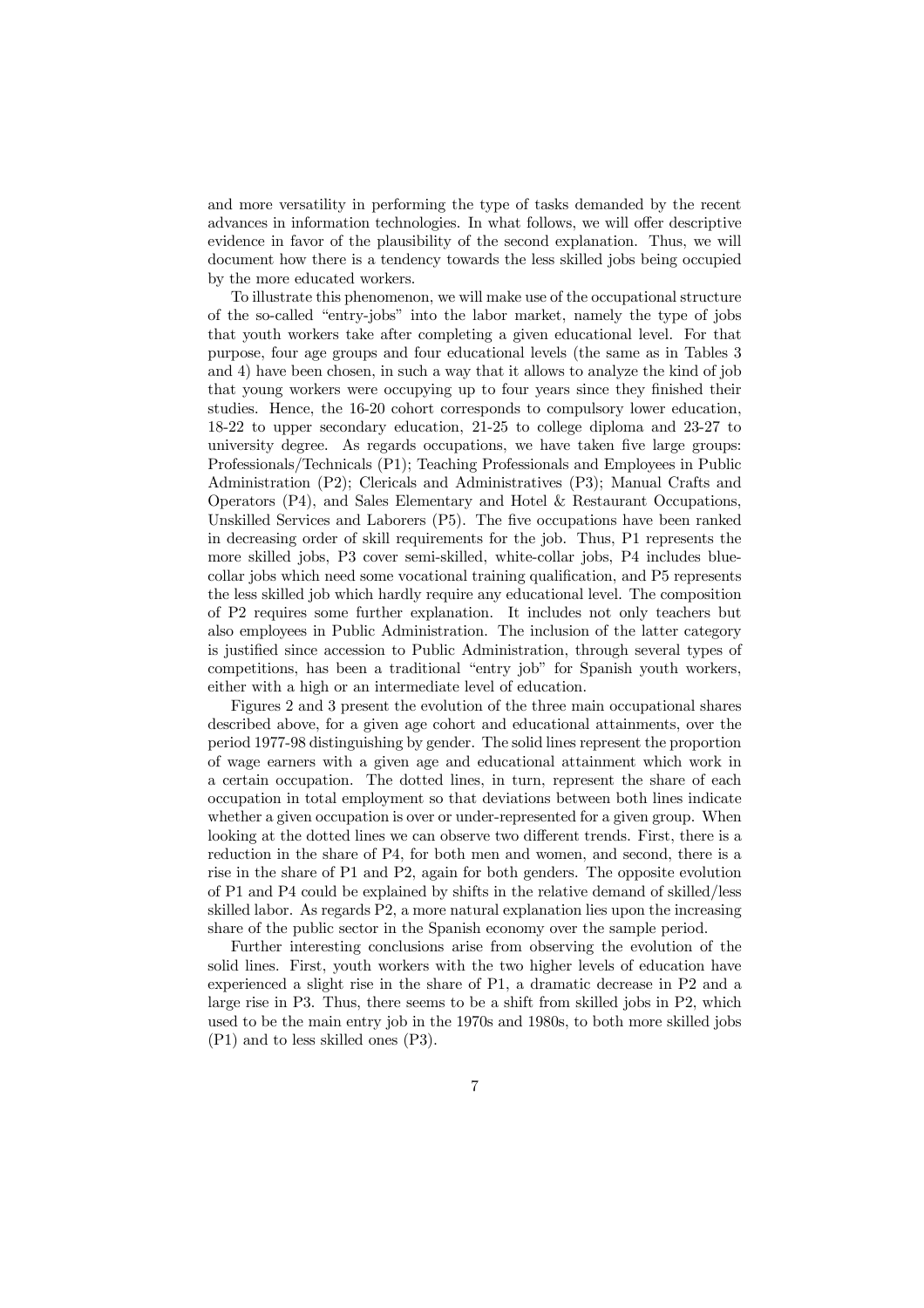and more versatility in performing the type of tasks demanded by the recent advances in information technologies. In what follows, we will offer descriptive evidence in favor of the plausibility of the second explanation. Thus, we will document how there is a tendency towards the less skilled jobs being occupied by the more educated workers.

To illustrate this phenomenon, we will make use of the occupational structure of the so-called "entry-jobs" into the labor market, namely the type of jobs that youth workers take after completing a given educational level. For that purpose, four age groups and four educational levels (the same as in Tables 3 and 4) have been chosen, in such a way that it allows to analyze the kind of job that young workers were occupying up to four years since they finished their studies. Hence, the 16-20 cohort corresponds to compulsory lower education, 18-22 to upper secondary education, 21-25 to college diploma and 23-27 to university degree. As regards occupations, we have taken five large groups: Professionals/Technicals (P1); Teaching Professionals and Employees in Public Administration (P2); Clericals and Administratives (P3); Manual Crafts and Operators (P4), and Sales Elementary and Hotel & Restaurant Occupations, Unskilled Services and Laborers (P5). The five occupations have been ranked in decreasing order of skill requirements for the job. Thus, P1 represents the more skilled jobs, P3 cover semi-skilled, white-collar jobs, P4 includes blue-collar jobs which need some vocational training qualification, and P5 represents the less skilled job which hardly require any educational level. The composition of P2 requires some further explanation. It includes not only teachers but also employees in Public Administration. The inclusion of the latter category is justified since accession to Public Administration, through several types of competitions, has been a traditional "entry job" for Spanish youth workers, either with a high or an intermediate level of education.

Figures 2 and 3 present the evolution of the three main occupational shares described above, for a given age cohort and educational attainments, over the period 1977-98 distinguishing by gender. The solid lines represent the proportion of wage earners with a given age and educational attainment which work in a certain occupation. The dotted lines, in turn, represent the share of each occupation in total employment so that deviations between both lines indicate whether a given occupation is over or under-represented for a given group. When looking at the dotted lines we can observe two different trends. First, there is a reduction in the share of P4, for both men and women, and second, there is a rise in the share of P1 and P2, again for both genders. The opposite evolution of P1 and P4 could be explained by shifts in the relative demand of skilled/less skilled labor. As regards P2, a more natural explanation lies upon the increasing share of the public sector in the Spanish economy over the sample period.

Further interesting conclusions arise from observing the evolution of the solid lines. First, youth workers with the two higher levels of education have experienced a slight rise in the share of P1, a dramatic decrease in P2 and a large rise in P3. Thus, there seems to be a shift from skilled jobs in P2, which used to be the main entry job in the 1970s and 1980s, to both more skilled jobs (P1) and to less skilled ones (P3).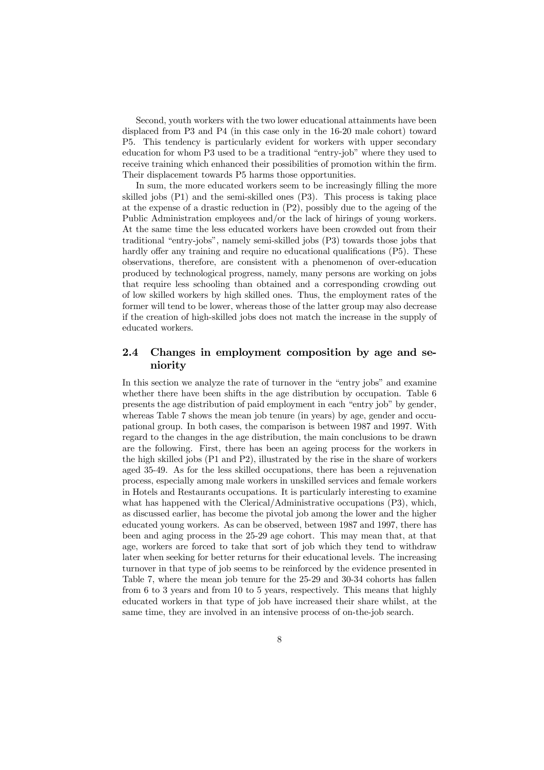Second, youth workers with the two lower educational attainments have been displaced from P3 and P4 (in this case only in the 16-20 male cohort) toward P5. This tendency is particularly evident for workers with upper secondary education for whom P3 used to be a traditional "entry-job" where they used to receive training which enhanced their possibilities of promotion within the firm. Their displacement towards P5 harms those opportunities.

In sum, the more educated workers seem to be increasingly filling the more skilled jobs (P1) and the semi-skilled ones (P3). This process is taking place at the expense of a drastic reduction in (P2), possibly due to the ageing of the Public Administration employees and/or the lack of hirings of young workers. At the same time the less educated workers have been crowded out from their traditional "entry-jobs", namely semi-skilled jobs (P3) towards those jobs that hardly offer any training and require no educational qualifications (P5). These observations, therefore, are consistent with a phenomenon of over-education produced by technological progress, namely, many persons are working on jobs that require less schooling than obtained and a corresponding crowding out of low skilled workers by high skilled ones. Thus, the employment rates of the former will tend to be lower, whereas those of the latter group may also decrease if the creation of high-skilled jobs does not match the increase in the supply of educated workers.

## 2.4 Changes in employment composition by age and seniority

In this section we analyze the rate of turnover in the "entry jobs" and examine whether there have been shifts in the age distribution by occupation. Table 6 presents the age distribution of paid employment in each "entry job" by gender, whereas Table 7 shows the mean job tenure (in years) by age, gender and occupational group. In both cases, the comparison is between 1987 and 1997. With regard to the changes in the age distribution, the main conclusions to be drawn are the following. First, there has been an ageing process for the workers in the high skilled jobs (P1 and P2), illustrated by the rise in the share of workers aged 35-49. As for the less skilled occupations, there has been a rejuvenation process, especially among male workers in unskilled services and female workers in Hotels and Restaurants occupations. It is particularly interesting to examine what has happened with the Clerical/Administrative occupations (P3), which, as discussed earlier, has become the pivotal job among the lower and the higher educated young workers. As can be observed, between 1987 and 1997, there has been and aging process in the 25-29 age cohort. This may mean that, at that age, workers are forced to take that sort of job which they tend to withdraw later when seeking for better returns for their educational levels. The increasing turnover in that type of job seems to be reinforced by the evidence presented in Table 7, where the mean job tenure for the 25-29 and 30-34 cohorts has fallen from 6 to 3 years and from 10 to 5 years, respectively. This means that highly educated workers in that type of job have increased their share whilst, at the same time, they are involved in an intensive process of on-the-job search.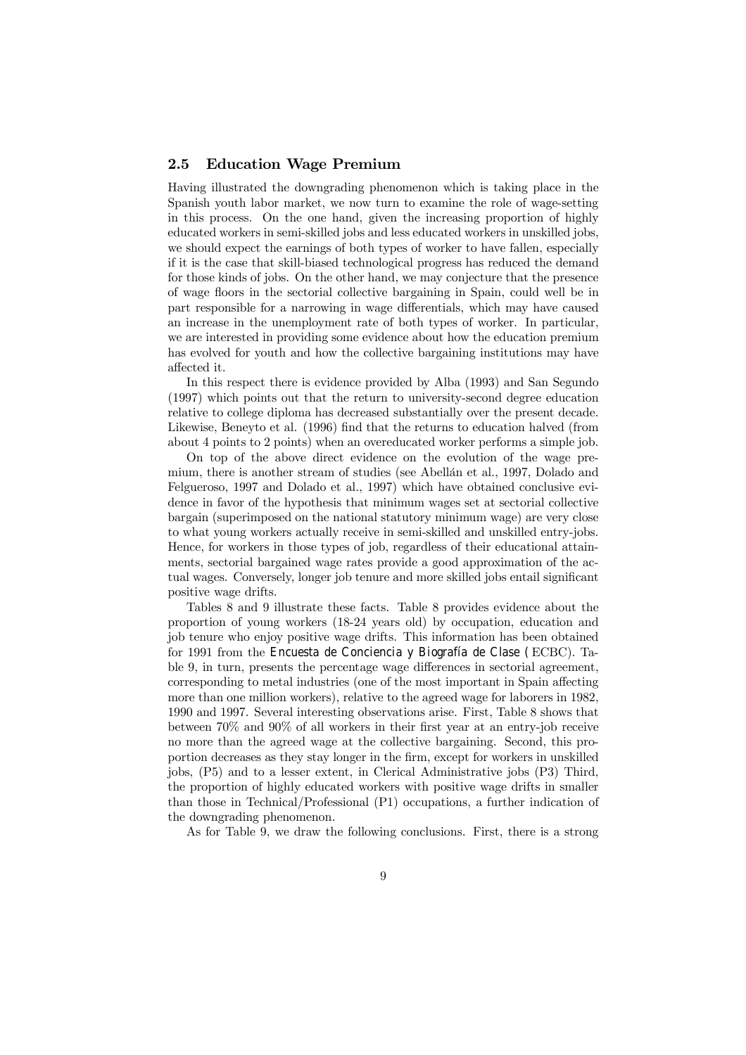## 2.5 Education Wage Premium

Having illustrated the downgrading phenomenon which is taking place in the Spanish youth labor market, we now turn to examine the role of wage-setting in this process. On the one hand, given the increasing proportion of highly educated workers in semi-skilled jobs and less educated workers in unskilled jobs, we should expect the earnings of both types of worker to have fallen, especially if it is the case that skill-biased technological progress has reduced the demand for those kinds of jobs. On the other hand, we may conjecture that the presence of wage floors in the sectorial collective bargaining in Spain, could well be in part responsible for a narrowing in wage differentials, which may have caused an increase in the unemployment rate of both types of worker. In particular, we are interested in providing some evidence about how the education premium has evolved for youth and how the collective bargaining institutions may have affected it.

In this respect there is evidence provided by Alba (1993) and San Segundo (1997) which points out that the return to university-second degree education relative to college diploma has decreased substantially over the present decade. Likewise, Beneyto et al. (1996) find that the returns to education halved (from about 4 points to 2 points) when an overeducated worker performs a simple job.

On top of the above direct evidence on the evolution of the wage premium, there is another stream of studies (see Abellán et al., 1997, Dolado and Felgueroso, 1997 and Dolado et al., 1997) which have obtained conclusive evidence in favor of the hypothesis that minimum wages set at sectorial collective bargain (superimposed on the national statutory minimum wage) are very close to what young workers actually receive in semi-skilled and unskilled entry-jobs. Hence, for workers in those types of job, regardless of their educational attainments, sectorial bargained wage rates provide a good approximation of the actual wages. Conversely, longer job tenure and more skilled jobs entail significant positive wage drifts.

Tables 8 and 9 illustrate these facts. Table 8 provides evidence about the proportion of young workers (18-24 years old) by occupation, education and job tenure who enjoy positive wage drifts. This information has been obtained for 1991 from the *Encuesta de Conciencia y Biografía de Clase* (ECBC). Table 9, in turn, presents the percentage wage differences in sectorial agreement, corresponding to metal industries (one of the most important in Spain affecting more than one million workers), relative to the agreed wage for laborers in 1982, 1990 and 1997. Several interesting observations arise. First, Table 8 shows that between 70% and 90% of all workers in their first year at an entry-job receive no more than the agreed wage at the collective bargaining. Second, this proportion decreases as they stay longer in the firm, except for workers in unskilled jobs, (P5) and to a lesser extent, in Clerical Administrative jobs (P3) Third, the proportion of highly educated workers with positive wage drifts in smaller than those in Technical/Professional (P1) occupations, a further indication of the downgrading phenomenon.

As for Table 9, we draw the following conclusions. First, there is a strong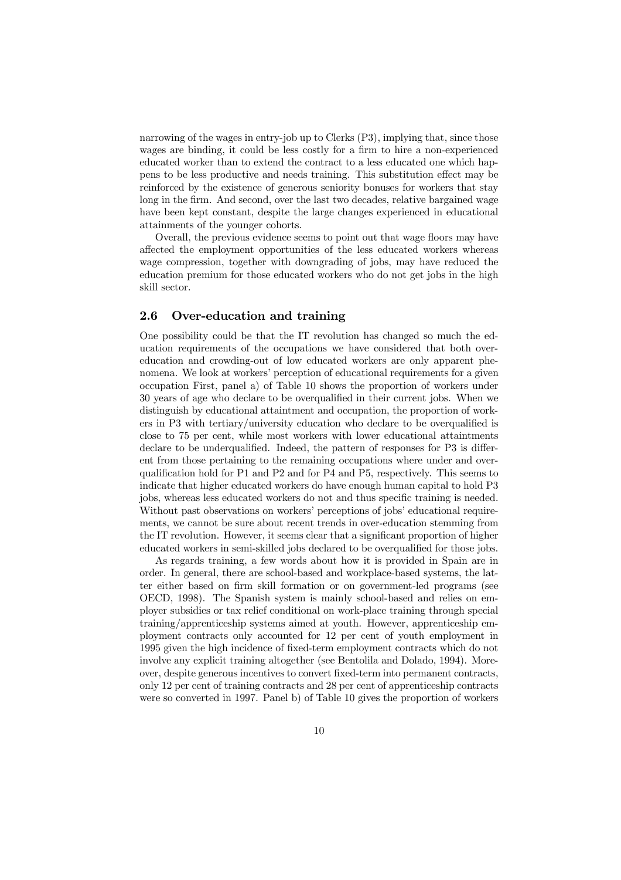narrowing of the wages in entry-job up to Clerks (P3), implying that, since those wages are binding, it could be less costly for a firm to hire a non-experienced educated worker than to extend the contract to a less educated one which happens to be less productive and needs training. This substitution effect may be reinforced by the existence of generous seniority bonuses for workers that stay long in the firm. And second, over the last two decades, relative bargained wage have been kept constant, despite the large changes experienced in educational attainments of the younger cohorts.

Overall, the previous evidence seems to point out that wage floors may have affected the employment opportunities of the less educated workers whereas wage compression, together with downgrading of jobs, may have reduced the education premium for those educated workers who do not get jobs in the high skill sector.

## 2.6 Over-education and training

One possibility could be that the IT revolution has changed so much the education requirements of the occupations we have considered that both over-education and crowding-out of low educated workers are only apparent phenomena. We look at workers' perception of educational requirements for a given occupation First, panel a) of Table 10 shows the proportion of workers under 30 years of age who declare to be overqualified in their current jobs. When we distinguish by educational attaintment and occupation, the proportion of workers in P3 with tertiary/university education who declare to be overqualified is close to 75 per cent, while most workers with lower educational attaintments declare to be underqualified. Indeed, the pattern of responses for P3 is different from those pertaining to the remaining occupations where under and overqualification hold for P1 and P2 and for P4 and P5, respectively. This seems to indicate that higher educated workers do have enough human capital to hold P3 jobs, whereas less educated workers do not and thus specific training is needed. Without past observations on workers' perceptions of jobs' educational requirements, we cannot be sure about recent trends in over-education stemming from the IT revolution. However, it seems clear that a significant proportion of higher educated workers in semi-skilled jobs declared to be overqualified for those jobs.

As regards training, a few words about how it is provided in Spain are in order. In general, there are school-based and workplace-based systems, the latter either based on firm skill formation or on government-led programs (see OECD, 1998). The Spanish system is mainly school-based and relies on employer subsidies or tax relief conditional on work-place training through special training/apprenticeship systems aimed at youth. However, apprenticeship employment contracts only accounted for 12 per cent of youth employment in 1995 given the high incidence of fixed-term employment contracts which do not involve any explicit training altogether (see Bentolila and Dolado, 1994). Moreover, despite generous incentives to convert fixed-term into permanent contracts, only 12 per cent of training contracts and 28 per cent of apprenticeship contracts were so converted in 1997. Panel b) of Table 10 gives the proportion of workers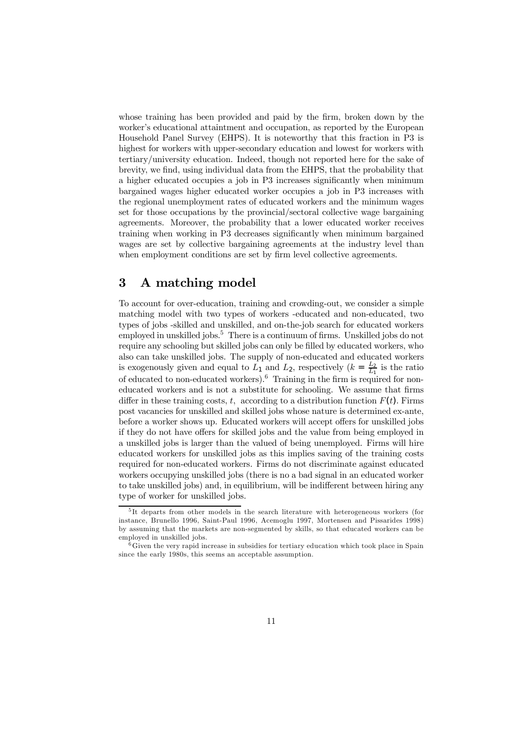whose training has been provided and paid by the firm, broken down by the worker's educational attaintment and occupation, as reported by the European Household Panel Survey (EHPS). It is noteworthy that this fraction in P3 is highest for workers with upper-secondary education and lowest for workers with tertiary/university education. Indeed, though not reported here for the sake of brevity, we find, using individual data from the EHPS, that the probability that a higher educated occupies a job in P3 increases significantly when minimum bargained wages higher educated worker occupies a job in P3 increases with the regional unemployment rates of educated workers and the minimum wages set for those occupations by the provincial/sectoral collective wage bargaining agreements. Moreover, the probability that a lower educated worker receives training when working in P3 decreases significantly when minimum bargained wages are set by collective bargaining agreements at the industry level than when employment conditions are set by firm level collective agreements.

# 3 A matching model

To account for over-education, training and crowding-out, we consider a simple matching model with two types of workers -educated and non-educated, two types of jobs -skilled and unskilled, and on-the-job search for educated workers employed in unskilled jobs.[5] There is a continuum of firms. Unskilled jobs do not require any schooling but skilled jobs can only be filled by educated workers, who also can take unskilled jobs. The supply of non-educated and educated workers is exogenously given and equal to $L_1$ and $L_2$, respectively ($k = \frac{L_2}{L_1}$ is the ratio of educated to non-educated workers).[6] Training in the firm is required for non-educated workers and is not a substitute for schooling. We assume that firms differ in these training costs, $t$, according to a distribution function $F(t)$. Firms post vacancies for unskilled and skilled jobs whose nature is determined ex-ante, before a worker shows up. Educated workers will accept offers for unskilled jobs if they do not have offers for skilled jobs and the value from being employed in a unskilled jobs is larger than the valued of being unemployed. Firms will hire educated workers for unskilled jobs as this implies saving of the training costs required for non-educated workers. Firms do not discriminate against educated workers occupying unskilled jobs (there is no a bad signal in an educated worker to take unskilled jobs) and, in equilibrium, will be indifferent between hiring any type of worker for unskilled jobs.

---

[5] It departs from other models in the search literature with heterogeneous workers (for instance, Brunello 1996, Saint-Paul 1996, Acemoglu 1997, Mortensen and Pissarides 1998) by assuming that the markets are non-segmented by skills, so that educated workers can be employed in unskilled jobs.

[6] Given the very rapid increase in subsidies for tertiary education which took place in Spain since the early 1980s, this seems an acceptable assumption.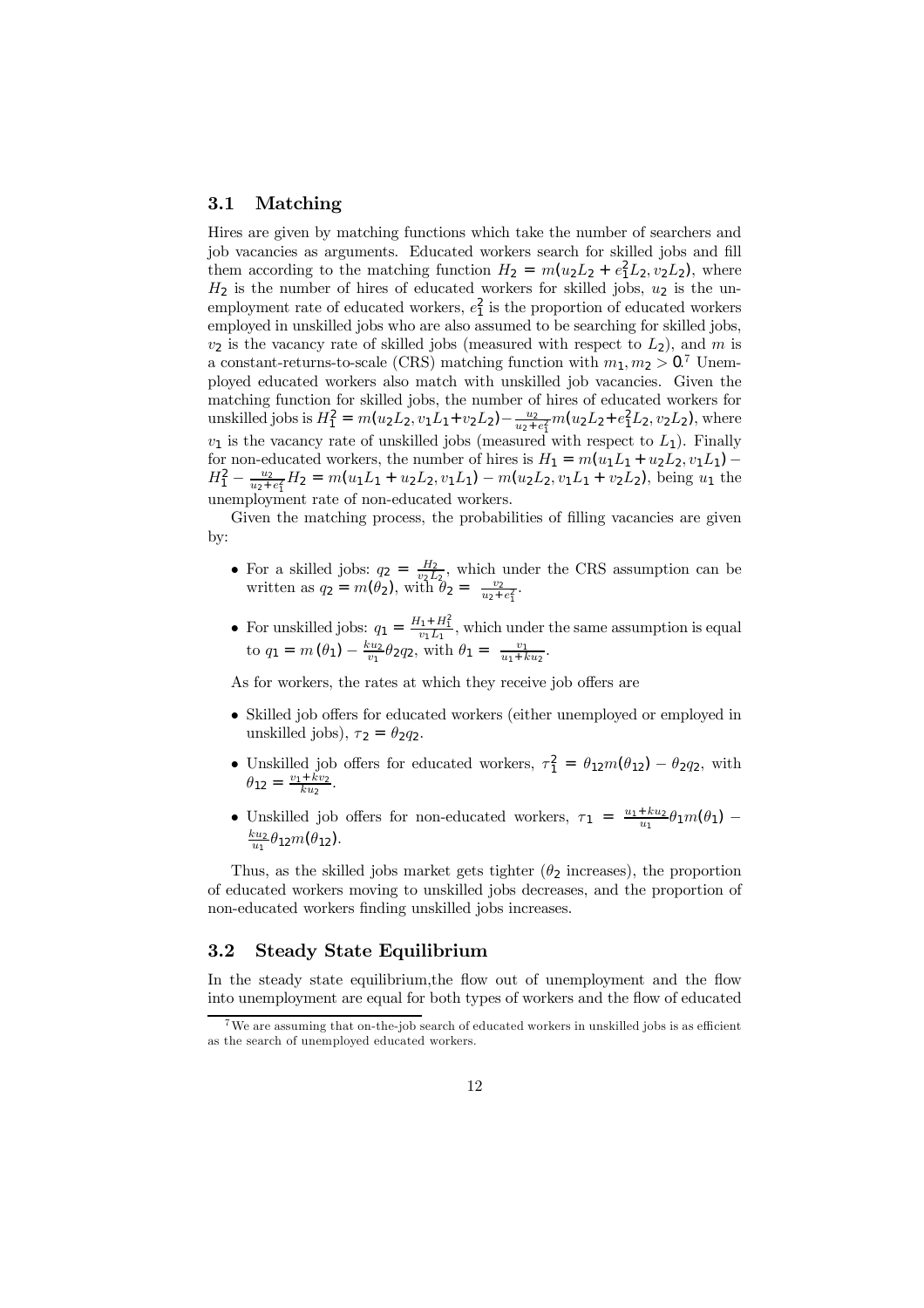### 3.1 Matching

Hires are given by matching functions which take the number of searchers and job vacancies as arguments. Educated workers search for skilled jobs and fill them according to the matching function $H_2 = m(u_2 L_2 + e_1^2 L_2, v_2 L_2)$, where $H_2$ is the number of hires of educated workers for skilled jobs, $u_2$ is the unemployment rate of educated workers, $e_1^2$ is the proportion of educated workers employed in unskilled jobs who are also assumed to be searching for skilled jobs, $v_2$ is the vacancy rate of skilled jobs (measured with respect to $L_2$), and $m$ is a constant-returns-to-scale (CRS) matching function with $m_1, m_2 > 0$.[7] Unemployed educated workers also match with unskilled job vacancies. Given the matching function for skilled jobs, the number of hires of educated workers for unskilled jobs is $H_1^2 = m(u_2 L_2, v_1 L_1 + v_2 L_2) - \frac{u_2}{u_2 + e_1^2} m(u_2 L_2 + e_1^2 L_2, v_2 L_2)$, where $v_1$ is the vacancy rate of unskilled jobs (measured with respect to $L_1$). Finally for non-educated workers, the number of hires is $H_1 = m(u_1 L_1 + u_2 L_2, v_1 L_1) - H_1^2 - \frac{u_2}{u_2 + e_1^2} H_2 = m(u_1 L_1 + u_2 L_2, v_1 L_1) - m(u_2 L_2, v_1 L_1 + v_2 L_2)$, being $u_1$ the unemployment rate of non-educated workers.

Given the matching process, the probabilities of filling vacancies are given by:

- For a skilled jobs: $q_2 = \frac{H_2}{v_2 L_2}$, which under the CRS assumption can be written as $q_2 = m(\theta_2)$, with $\theta_2 = \frac{v_2}{u_2 + e_1^2}$.
- For unskilled jobs: $q_1 = \frac{H_1 + H_1^2}{v_1 L_1}$, which under the same assumption is equal to $q_1 = m(\theta_1) - \frac{k u_2}{v_1} \theta_2 q_2$, with $\theta_1 = \frac{v_1}{u_1 + k u_2}$.

As for workers, the rates at which they receive job offers are

- Skilled job offers for educated workers (either unemployed or employed in unskilled jobs), $\tau_2 = \theta_2 q_2$.
- Unskilled job offers for educated workers, $\tau_1^2 = \theta_{12} m(\theta_{12}) - \theta_2 q_2$, with $\theta_{12} = \frac{v_1 + k v_2}{k u_2}$.
- Unskilled job offers for non-educated workers, $\tau_1 = \frac{u_1 + k u_2}{u_1} \theta_1 m(\theta_1) - \frac{k u_2}{u_1} \theta_{12} m(\theta_{12})$.

Thus, as the skilled jobs market gets tighter ($\theta_2$ increases), the proportion of educated workers moving to unskilled jobs decreases, and the proportion of non-educated workers finding unskilled jobs increases.

### 3.2 Steady State Equilibrium

In the steady state equilibrium,the flow out of unemployment and the flow into unemployment are equal for both types of workers and the flow of educated

[7] We are assuming that on-the-job search of educated workers in unskilled jobs is as efficient as the search of unemployed educated workers.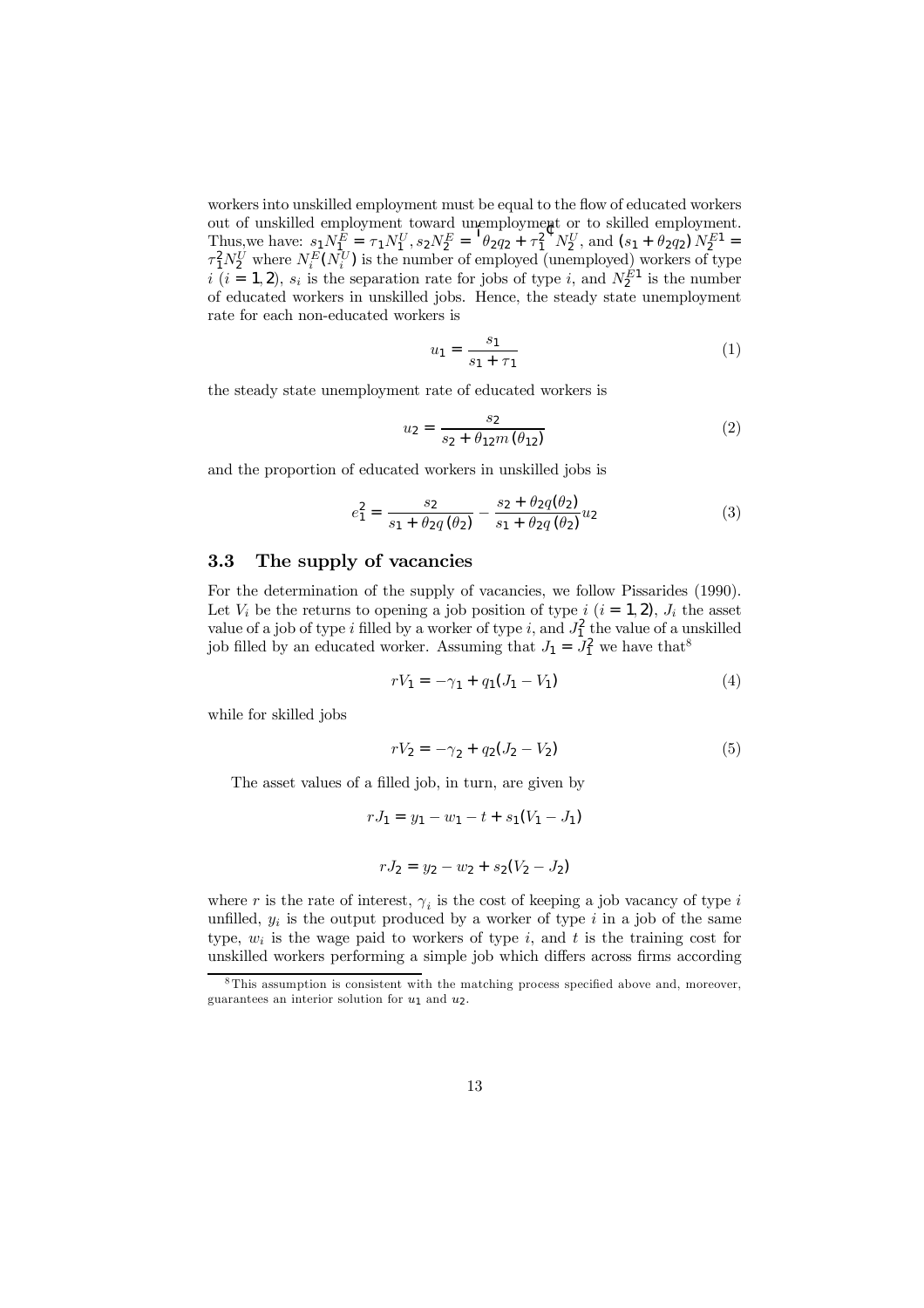workers into unskilled employment must be equal to the flow of educated workers out of unskilled employment toward unemployment or to skilled employment. Thus,we have: $s_1 N_1^E = \tau_1 N_1^U$, $s_2 N_2^E = \left(\theta_2 q_2 + \tau_1^2\right) N_2^U$, and $(s_1 + \theta_2 q_2) N_2^{E1} = \tau_1^2 N_2^U$ where $N_i^E (N_i^U)$ is the number of employed (unemployed) workers of type $i$ ($i = 1, 2$), $s_i$ is the separation rate for jobs of type $i$, and $N_2^{E1}$ is the number of educated workers in unskilled jobs. Hence, the steady state unemployment rate for each non-educated workers is

$$u_1 = \frac{s_1}{s_1 + \tau_1} \tag{1}$$

the steady state unemployment rate of educated workers is

$$u_2 = \frac{s_2}{s_2 + \theta_{12} m(\theta_{12})} \tag{2}$$

and the proportion of educated workers in unskilled jobs is

$$e_1^2 = \frac{s_2}{s_1 + \theta_2 q(\theta_2)} - \frac{s_2 + \theta_2 q(\theta_2)}{s_1 + \theta_2 q(\theta_2)} u_2 \tag{3}$$

## 3.3 The supply of vacancies

For the determination of the supply of vacancies, we follow Pissarides (1990). Let $V_i$ be the returns to opening a job position of type $i$ ($i = 1, 2$), $J_i$ the asset value of a job of type $i$ filled by a worker of type $i$, and $J_1^2$ the value of a unskilled job filled by an educated worker. Assuming that $J_1 = J_1^2$ we have that[8]

$$rV_1 = -\gamma_1 + q_1(J_1 - V_1) \tag{4}$$

while for skilled jobs

$$rV_2 = -\gamma_2 + q_2(J_2 - V_2) \tag{5}$$

The asset values of a filled job, in turn, are given by

$$rJ_1 = y_1 - w_1 - t + s_1(V_1 - J_1)$$

$$rJ_2 = y_2 - w_2 + s_2(V_2 - J_2)$$

where $r$ is the rate of interest, $\gamma_i$ is the cost of keeping a job vacancy of type $i$ unfilled, $y_i$ is the output produced by a worker of type $i$ in a job of the same type, $w_i$ is the wage paid to workers of type $i$, and $t$ is the training cost for unskilled workers performing a simple job which differs across firms according

[8] This assumption is consistent with the matching process specified above and, moreover, guarantees an interior solution for $u_1$ and $u_2$.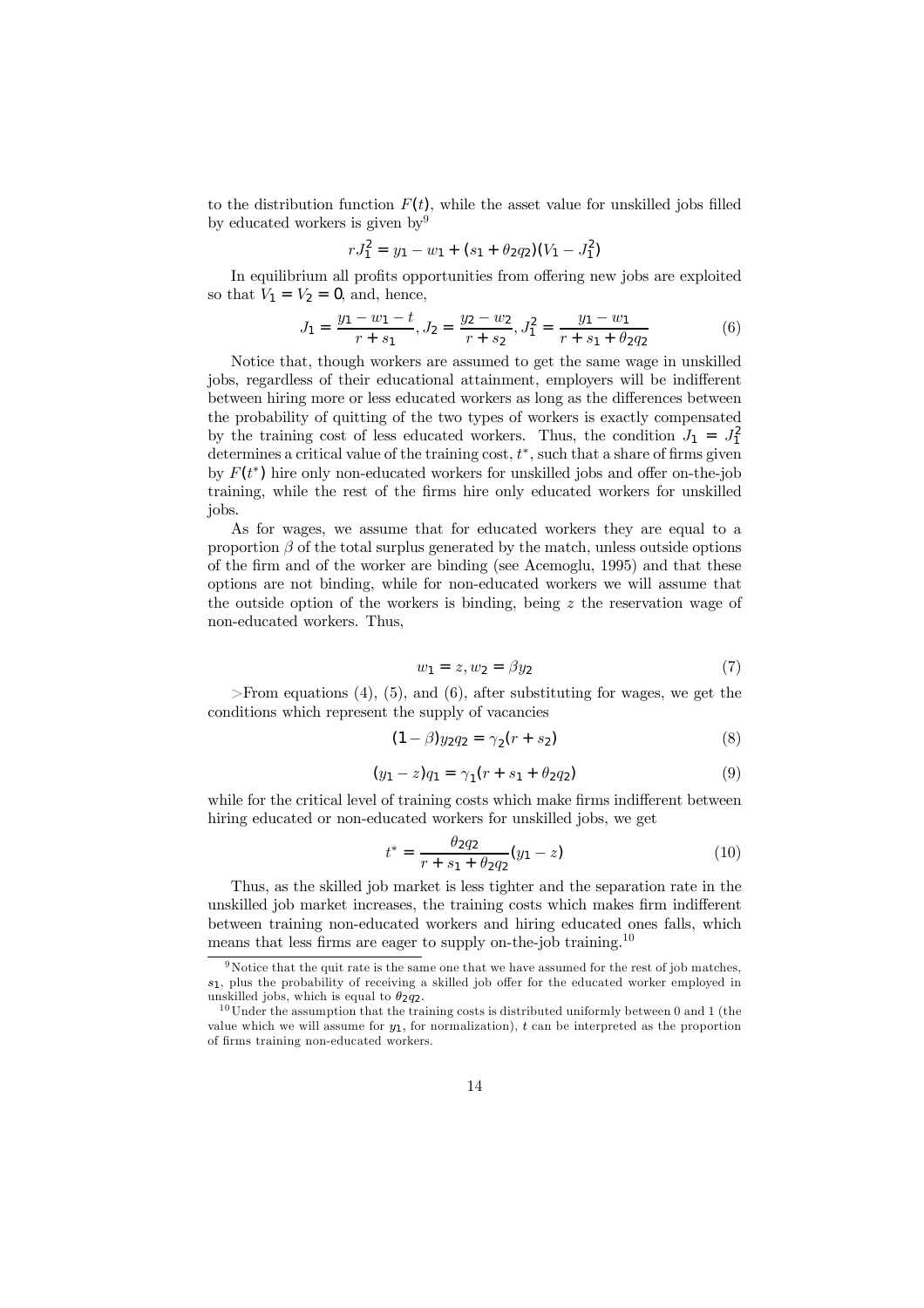to the distribution function $F(t)$, while the asset value for unskilled jobs filled by educated workers is given by[9]

$$rJ_1^2 = y_1 - w_1 + (s_1 + \theta_2 q_2)(V_1 - J_1^2)$$

In equilibrium all profits opportunities from offering new jobs are exploited so that $V_1 = V_2 = 0$, and, hence,

$$J_1 = \frac{y_1 - w_1 - t}{r + s_1}, J_2 = \frac{y_2 - w_2}{r + s_2}, J_1^2 = \frac{y_1 - w_1}{r + s_1 + \theta_2 q_2} \tag{6}$$

Notice that, though workers are assumed to get the same wage in unskilled jobs, regardless of their educational attainment, employers will be indifferent between hiring more or less educated workers as long as the differences between the probability of quitting of the two types of workers is exactly compensated by the training cost of less educated workers. Thus, the condition $J_1 = J_1^2$ determines a critical value of the training cost, $t^*$, such that a share of firms given by $F(t^*)$ hire only non-educated workers for unskilled jobs and offer on-the-job training, while the rest of the firms hire only educated workers for unskilled jobs.

As for wages, we assume that for educated workers they are equal to a proportion $\beta$ of the total surplus generated by the match, unless outside options of the firm and of the worker are binding (see Acemoglu, 1995) and that these options are not binding, while for non-educated workers we will assume that the outside option of the workers is binding, being $z$ the reservation wage of non-educated workers. Thus,

$$w_1 = z, w_2 = \beta y_2 \tag{7}$$

>From equations (4), (5), and (6), after substituting for wages, we get the conditions which represent the supply of vacancies

$$(1 - \beta) y_2 q_2 = \gamma_2 (r + s_2) \tag{8}$$

$$(y_1 - z) q_1 = \gamma_1 (r + s_1 + \theta_2 q_2) \tag{9}$$

while for the critical level of training costs which make firms indifferent between hiring educated or non-educated workers for unskilled jobs, we get

$$t^* = \frac{\theta_2 q_2}{r + s_1 + \theta_2 q_2}(y_1 - z) \tag{10}$$

Thus, as the skilled job market is less tighter and the separation rate in the unskilled job market increases, the training costs which makes firm indifferent between training non-educated workers and hiring educated ones falls, which means that less firms are eager to supply on-the-job training.[10]

---

[9] Notice that the quit rate is the same one that we have assumed for the rest of job matches, $s_1$, plus the probability of receiving a skilled job offer for the educated worker employed in unskilled jobs, which is equal to $\theta_2 q_2$.

[10] Under the assumption that the training costs is distributed uniformly between 0 and 1 (the value which we will assume for $y_1$, for normalization), $t$ can be interpreted as the proportion of firms training non-educated workers.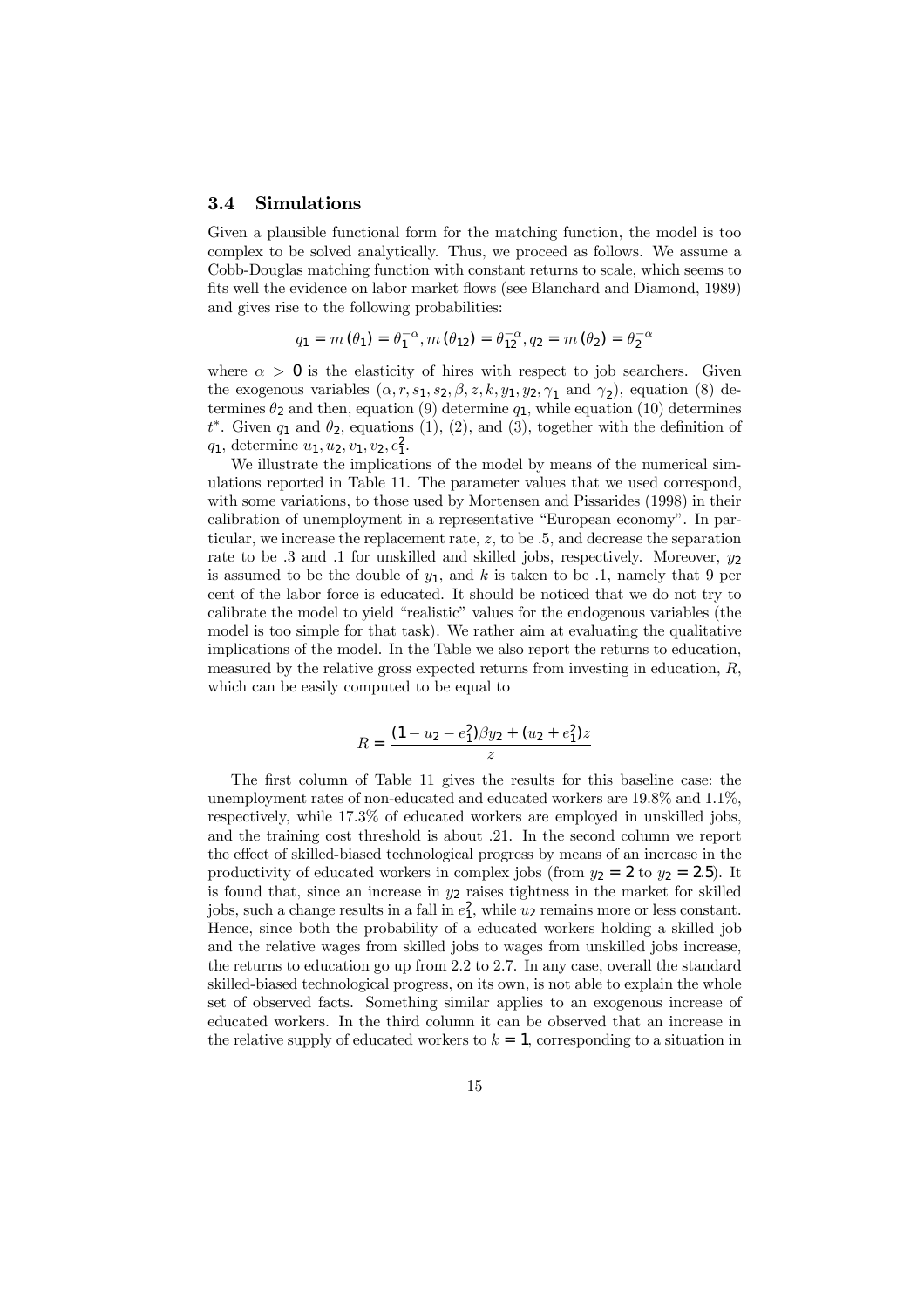### 3.4 Simulations

Given a plausible functional form for the matching function, the model is too complex to be solved analytically. Thus, we proceed as follows. We assume a Cobb-Douglas matching function with constant returns to scale, which seems to fits well the evidence on labor market flows (see Blanchard and Diamond, 1989) and gives rise to the following probabilities:

$$q_1 = m(\theta_1) = \theta_1^{-\alpha}, m(\theta_{12}) = \theta_{12}^{-\alpha}, q_2 = m(\theta_2) = \theta_2^{-\alpha}$$

where $\alpha > 0$ is the elasticity of hires with respect to job searchers. Given the exogenous variables ($\alpha, r, s_1, s_2, \beta, z, k, y_1, y_2, \gamma_1$ and $\gamma_2$), equation (8) determines $\theta_2$ and then, equation (9) determine $q_1$, while equation (10) determines $t^*$. Given $q_1$ and $\theta_2$, equations (1), (2), and (3), together with the definition of $q_1$, determine $u_1, u_2, v_1, v_2, e_1^2$.

We illustrate the implications of the model by means of the numerical simulations reported in Table 11. The parameter values that we used correspond, with some variations, to those used by Mortensen and Pissarides (1998) in their calibration of unemployment in a representative "European economy". In particular, we increase the replacement rate, $z$, to be .5, and decrease the separation rate to be .3 and .1 for unskilled and skilled jobs, respectively. Moreover, $y_2$ is assumed to be the double of $y_1$, and $k$ is taken to be .1, namely that 9 per cent of the labor force is educated. It should be noticed that we do not try to calibrate the model to yield "realistic" values for the endogenous variables (the model is too simple for that task). We rather aim at evaluating the qualitative implications of the model. In the Table we also report the returns to education, measured by the relative gross expected returns from investing in education, $R$, which can be easily computed to be equal to

$$R = \frac{(1 - u_2 - e_1^2)\beta y_2 + (u_2 + e_1^2)z}{z}$$

The first column of Table 11 gives the results for this baseline case: the unemployment rates of non-educated and educated workers are 19.8% and 1.1%, respectively, while 17.3% of educated workers are employed in unskilled jobs, and the training cost threshold is about .21. In the second column we report the effect of skilled-biased technological progress by means of an increase in the productivity of educated workers in complex jobs (from $y_2 = 2$ to $y_2 = 2.5$). It is found that, since an increase in $y_2$ raises tightness in the market for skilled jobs, such a change results in a fall in $e_1^2$, while $u_2$ remains more or less constant. Hence, since both the probability of a educated workers holding a skilled job and the relative wages from skilled jobs to wages from unskilled jobs increase, the returns to education go up from 2.2 to 2.7. In any case, overall the standard skilled-biased technological progress, on its own, is not able to explain the whole set of observed facts. Something similar applies to an exogenous increase of educated workers. In the third column it can be observed that an increase in the relative supply of educated workers to $k = 1$, corresponding to a situation in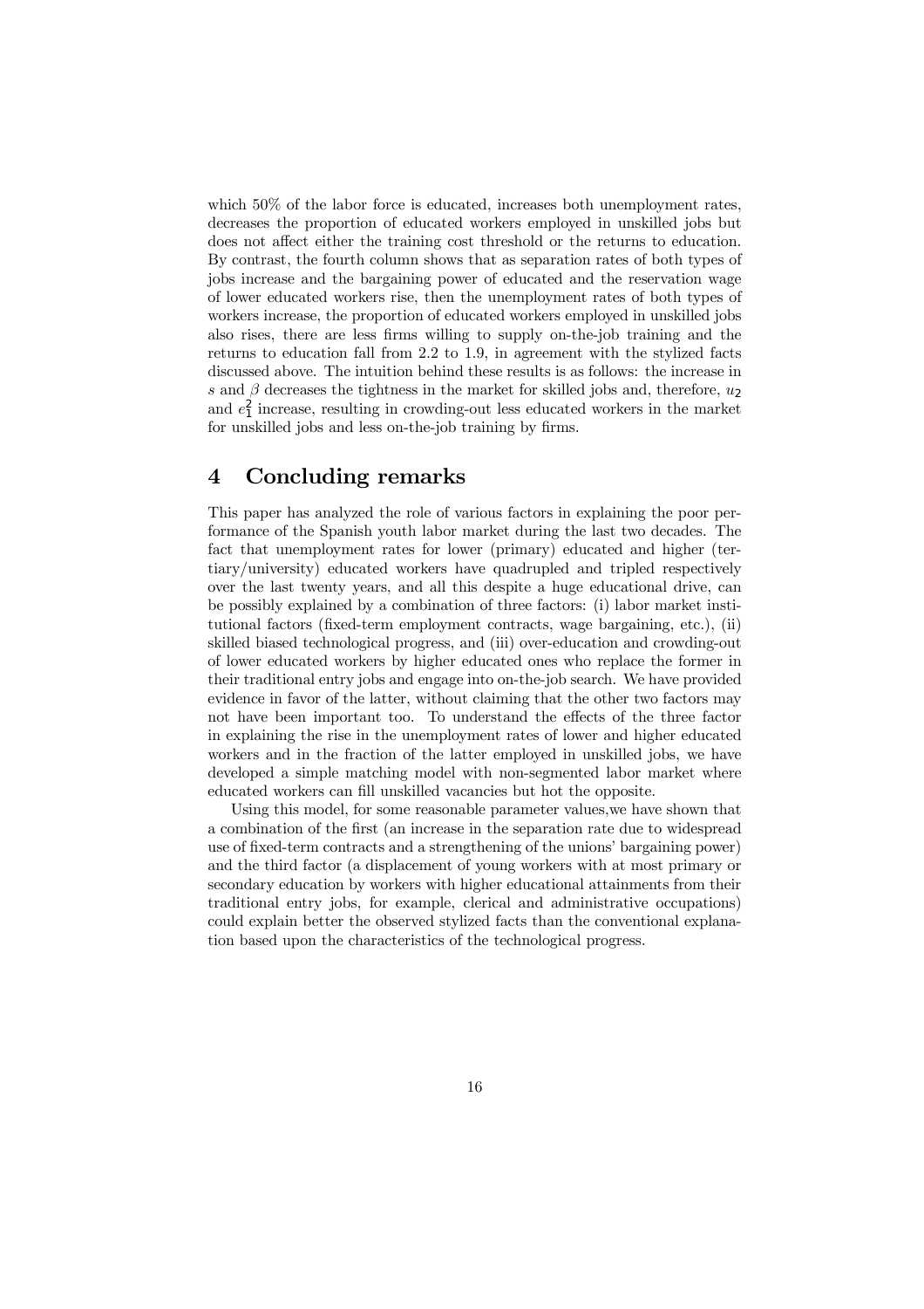which 50% of the labor force is educated, increases both unemployment rates, decreases the proportion of educated workers employed in unskilled jobs but does not affect either the training cost threshold or the returns to education. By contrast, the fourth column shows that as separation rates of both types of jobs increase and the bargaining power of educated and the reservation wage of lower educated workers rise, then the unemployment rates of both types of workers increase, the proportion of educated workers employed in unskilled jobs also rises, there are less firms willing to supply on-the-job training and the returns to education fall from 2.2 to 1.9, in agreement with the stylized facts discussed above. The intuition behind these results is as follows: the increase in $s$ and $\beta$ decreases the tightness in the market for skilled jobs and, therefore, $u_2$ and $e_1^2$ increase, resulting in crowding-out less educated workers in the market for unskilled jobs and less on-the-job training by firms.

# 4 Concluding remarks

This paper has analyzed the role of various factors in explaining the poor performance of the Spanish youth labor market during the last two decades. The fact that unemployment rates for lower (primary) educated and higher (tertiary/university) educated workers have quadrupled and tripled respectively over the last twenty years, and all this despite a huge educational drive, can be possibly explained by a combination of three factors: (i) labor market institutional factors (fixed-term employment contracts, wage bargaining, etc.), (ii) skilled biased technological progress, and (iii) over-education and crowding-out of lower educated workers by higher educated ones who replace the former in their traditional entry jobs and engage into on-the-job search. We have provided evidence in favor of the latter, without claiming that the other two factors may not have been important too. To understand the effects of the three factor in explaining the rise in the unemployment rates of lower and higher educated workers and in the fraction of the latter employed in unskilled jobs, we have developed a simple matching model with non-segmented labor market where educated workers can fill unskilled vacancies but hot the opposite.

Using this model, for some reasonable parameter values,we have shown that a combination of the first (an increase in the separation rate due to widespread use of fixed-term contracts and a strengthening of the unions' bargaining power) and the third factor (a displacement of young workers with at most primary or secondary education by workers with higher educational attainments from their traditional entry jobs, for example, clerical and administrative occupations) could explain better the observed stylized facts than the conventional explanation based upon the characteristics of the technological progress.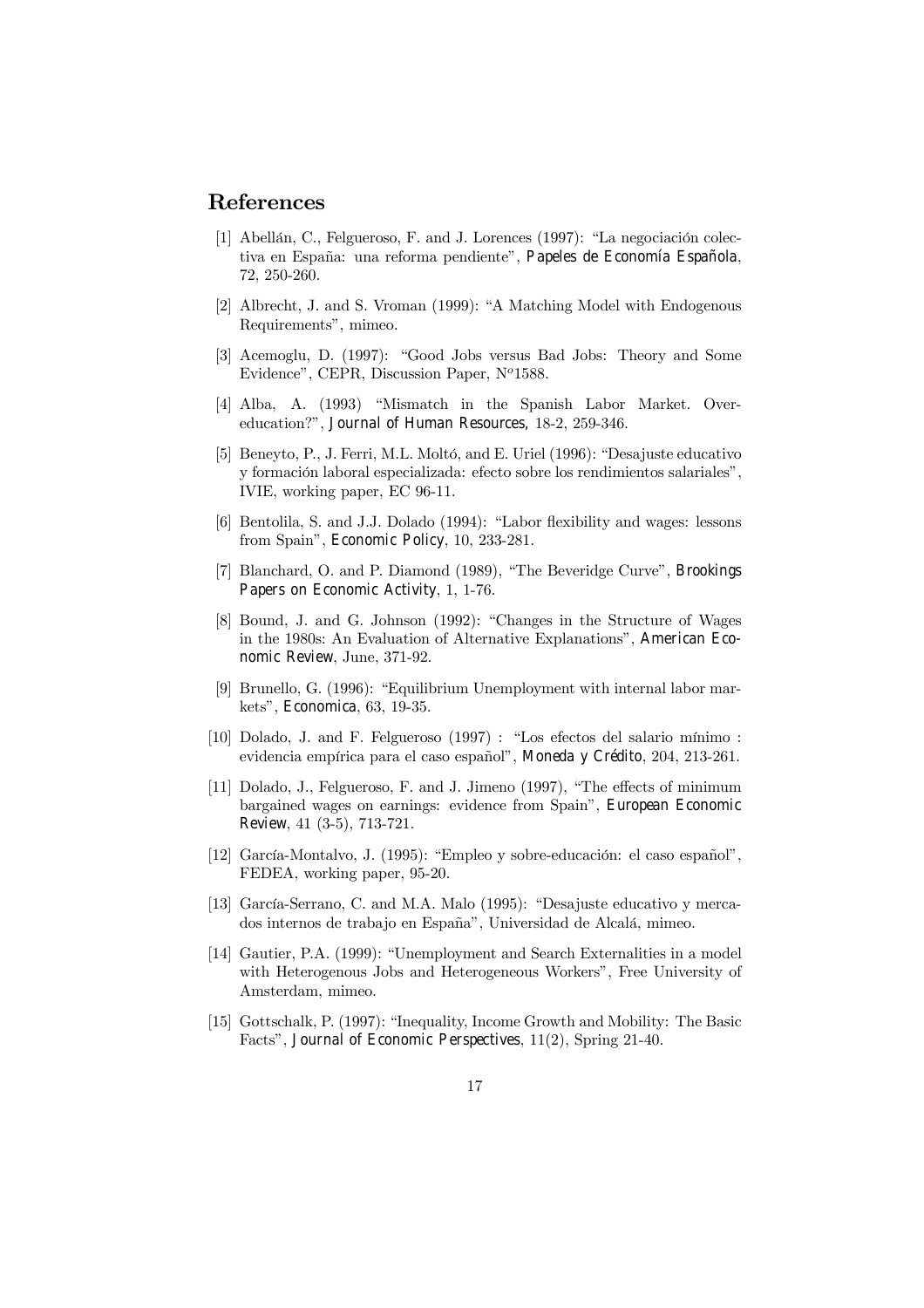# References

[1] Abellán, C., Felgueroso, F. and J. Lorences (1997): "La negociación colectiva en España: una reforma pendiente", *Papeles de Economía Española*, 72, 250-260.

[2] Albrecht, J. and S. Vroman (1999): "A Matching Model with Endogenous Requirements", mimeo.

[3] Acemoglu, D. (1997): "Good Jobs versus Bad Jobs: Theory and Some Evidence", CEPR, Discussion Paper, N$^o$1588.

[4] Alba, A. (1993) "Mismatch in the Spanish Labor Market. Overeducation?", *Journal of Human Resources*, 18-2, 259-346.

[5] Beneyto, P., J. Ferri, M.L. Moltó, and E. Uriel (1996): "Desajuste educativo y formación laboral especializada: efecto sobre los rendimientos salariales", IVIE, working paper, EC 96-11.

[6] Bentolila, S. and J.J. Dolado (1994): "Labor flexibility and wages: lessons from Spain", *Economic Policy*, 10, 233-281.

[7] Blanchard, O. and P. Diamond (1989), "The Beveridge Curve", *Brookings Papers on Economic Activity*, 1, 1-76.

[8] Bound, J. and G. Johnson (1992): "Changes in the Structure of Wages in the 1980s: An Evaluation of Alternative Explanations", *American Economic Review*, June, 371-92.

[9] Brunello, G. (1996): "Equilibrium Unemployment with internal labor markets", *Economica*, 63, 19-35.

[10] Dolado, J. and F. Felgueroso (1997) : "Los efectos del salario mínimo : evidencia empírica para el caso español", *Moneda y Crédito*, 204, 213-261.

[11] Dolado, J., Felgueroso, F. and J. Jimeno (1997), "The effects of minimum bargained wages on earnings: evidence from Spain", *European Economic Review*, 41 (3-5), 713-721.

[12] García-Montalvo, J. (1995): "Empleo y sobre-educación: el caso español", FEDEA, working paper, 95-20.

[13] García-Serrano, C. and M.A. Malo (1995): "Desajuste educativo y mercados internos de trabajo en España", Universidad de Alcalá, mimeo.

[14] Gautier, P.A. (1999): "Unemployment and Search Externalities in a model with Heterogenous Jobs and Heterogeneous Workers", Free University of Amsterdam, mimeo.

[15] Gottschalk, P. (1997): "Inequality, Income Growth and Mobility: The Basic Facts", *Journal of Economic Perspectives*, 11(2), Spring 21-40.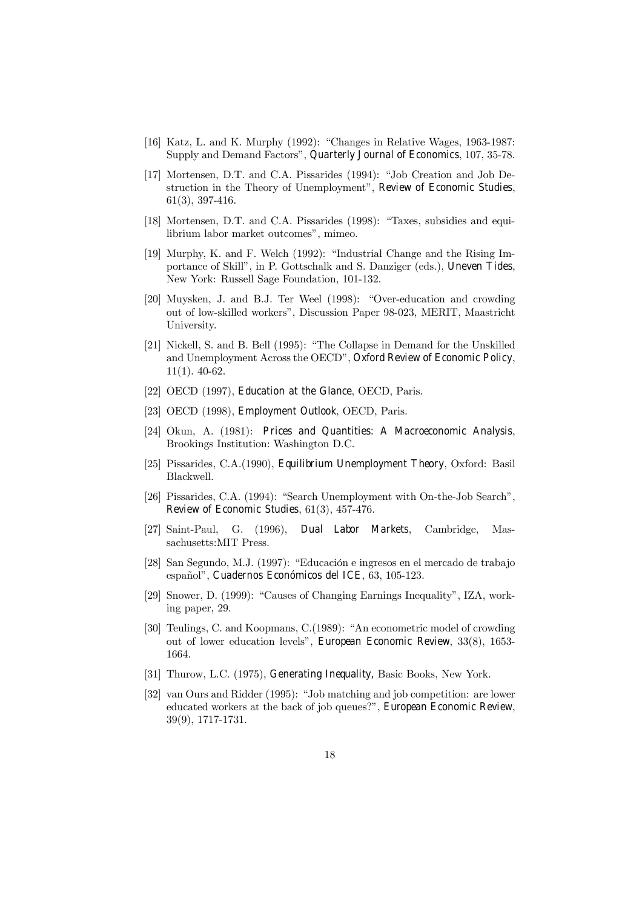[16] Katz, L. and K. Murphy (1992): "Changes in Relative Wages, 1963-1987: Supply and Demand Factors", *Quarterly Journal of Economics*, 107, 35-78.

[17] Mortensen, D.T. and C.A. Pissarides (1994): "Job Creation and Job Destruction in the Theory of Unemployment", *Review of Economic Studies*, 61(3), 397-416.

[18] Mortensen, D.T. and C.A. Pissarides (1998): "Taxes, subsidies and equilibrium labor market outcomes", mimeo.

[19] Murphy, K. and F. Welch (1992): "Industrial Change and the Rising Importance of Skill", in P. Gottschalk and S. Danziger (eds.), *Uneven Tides*, New York: Russell Sage Foundation, 101-132.

[20] Muysken, J. and B.J. Ter Weel (1998): "Over-education and crowding out of low-skilled workers", Discussion Paper 98-023, MERIT, Maastricht University.

[21] Nickell, S. and B. Bell (1995): "The Collapse in Demand for the Unskilled and Unemployment Across the OECD", *Oxford Review of Economic Policy*, 11(1). 40-62.

[22] OECD (1997), *Education at the Glance*, OECD, Paris.

[23] OECD (1998), *Employment Outlook*, OECD, Paris.

[24] Okun, A. (1981): *Prices and Quantities: A Macroeconomic Analysis*, Brookings Institution: Washington D.C.

[25] Pissarides, C.A.(1990), *Equilibrium Unemployment Theory*, Oxford: Basil Blackwell.

[26] Pissarides, C.A. (1994): "Search Unemployment with On-the-Job Search", *Review of Economic Studies*, 61(3), 457-476.

[27] Saint-Paul, G. (1996), *Dual Labor Markets*, Cambridge, Massachusetts:MIT Press.

[28] San Segundo, M.J. (1997): "Educación e ingresos en el mercado de trabajo español", *Cuadernos Económicos del ICE*, 63, 105-123.

[29] Snower, D. (1999): "Causes of Changing Earnings Inequality", IZA, working paper, 29.

[30] Teulings, C. and Koopmans, C.(1989): "An econometric model of crowding out of lower education levels", *European Economic Review*, 33(8), 1653-1664.

[31] Thurow, L.C. (1975), *Generating Inequality*, Basic Books, New York.

[32] van Ours and Ridder (1995): "Job matching and job competition: are lower educated workers at the back of job queues?", *European Economic Review*, 39(9), 1717-1731.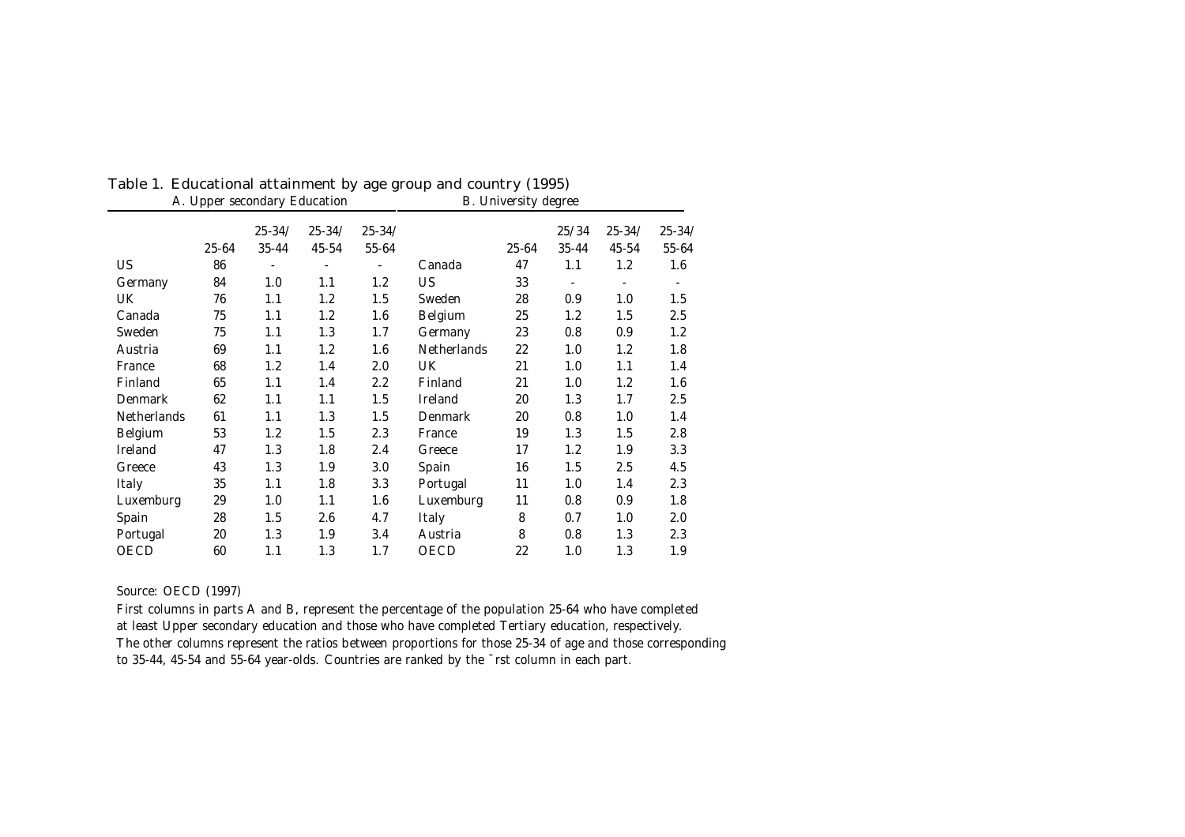Table 1. Educational attainment by age group and country (1995)

| A. Upper secondary Education | | | | | B. University degree | | | | |
|---|---|---|---|---|---|---|---|---|---|
| | 25-64 | 25-34/ 35-44 | 25-34/ 45-54 | 25-34/ 55-64 | | 25-64 | 25/34 35-44 | 25-34/ 45-54 | 25-34/ 55-64 |
| US | 86 | - | - | - | Canada | 47 | 1.1 | 1.2 | 1.6 |
| Germany | 84 | 1.0 | 1.1 | 1.2 | US | 33 | - | - | - |
| UK | 76 | 1.1 | 1.2 | 1.5 | Sweden | 28 | 0.9 | 1.0 | 1.5 |
| Canada | 75 | 1.1 | 1.2 | 1.6 | Belgium | 25 | 1.2 | 1.5 | 2.5 |
| Sweden | 75 | 1.1 | 1.3 | 1.7 | Germany | 23 | 0.8 | 0.9 | 1.2 |
| Austria | 69 | 1.1 | 1.2 | 1.6 | Netherlands | 22 | 1.0 | 1.2 | 1.8 |
| France | 68 | 1.2 | 1.4 | 2.0 | UK | 21 | 1.0 | 1.1 | 1.4 |
| Finland | 65 | 1.1 | 1.4 | 2.2 | Finland | 21 | 1.0 | 1.2 | 1.6 |
| Denmark | 62 | 1.1 | 1.1 | 1.5 | Ireland | 20 | 1.3 | 1.7 | 2.5 |
| Netherlands | 61 | 1.1 | 1.3 | 1.5 | Denmark | 20 | 0.8 | 1.0 | 1.4 |
| Belgium | 53 | 1.2 | 1.5 | 2.3 | France | 19 | 1.3 | 1.5 | 2.8 |
| Ireland | 47 | 1.3 | 1.8 | 2.4 | Greece | 17 | 1.2 | 1.9 | 3.3 |
| Greece | 43 | 1.3 | 1.9 | 3.0 | Spain | 16 | 1.5 | 2.5 | 4.5 |
| Italy | 35 | 1.1 | 1.8 | 3.3 | Portugal | 11 | 1.0 | 1.4 | 2.3 |
| Luxemburg | 29 | 1.0 | 1.1 | 1.6 | Luxemburg | 11 | 0.8 | 0.9 | 1.8 |
| Spain | 28 | 1.5 | 2.6 | 4.7 | Italy | 8 | 0.7 | 1.0 | 2.0 |
| Portugal | 20 | 1.3 | 1.9 | 3.4 | Austria | 8 | 0.8 | 1.3 | 2.3 |
| OECD | 60 | 1.1 | 1.3 | 1.7 | OECD | 22 | 1.0 | 1.3 | 1.9 |

Source: OECD (1997)

First columns in parts A and B, represent the percentage of the population 25-64 who have completed at least Upper secondary education and those who have completed Tertiary education, respectively. The other columns represent the ratios between proportions for those 25-34 of age and those corresponding to 35-44, 45-54 and 55-64 year-olds. Countries are ranked by the first column in each part.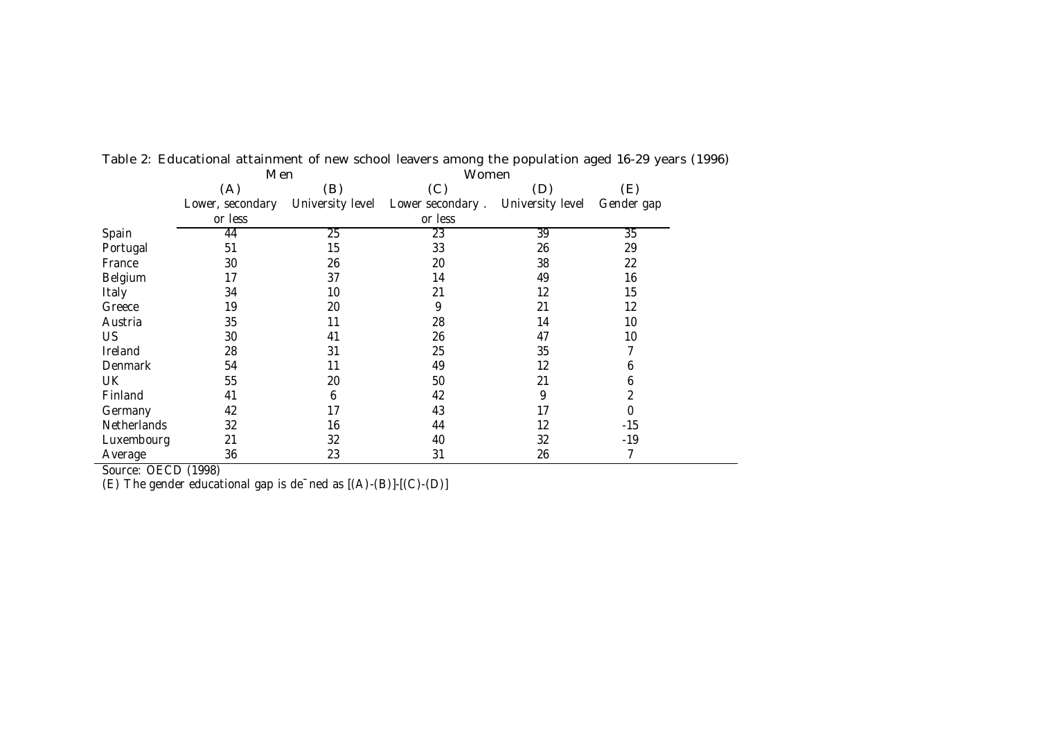Table 2: Educational attainment of new school leavers among the population aged 16-29 years (1996)

| | Men | | Women | | |
|---|---|---|---|---|---|
| | (A) | (B) | (C) | (D) | (E) |
| | Lower, secondary or less | University level | Lower secondary . or less | University level | Gender gap |
| Spain | 44 | 25 | 23 | 39 | 35 |
| Portugal | 51 | 15 | 33 | 26 | 29 |
| France | 30 | 26 | 20 | 38 | 22 |
| Belgium | 17 | 37 | 14 | 49 | 16 |
| Italy | 34 | 10 | 21 | 12 | 15 |
| Greece | 19 | 20 | 9 | 21 | 12 |
| Austria | 35 | 11 | 28 | 14 | 10 |
| US | 30 | 41 | 26 | 47 | 10 |
| Ireland | 28 | 31 | 25 | 35 | 7 |
| Denmark | 54 | 11 | 49 | 12 | 6 |
| UK | 55 | 20 | 50 | 21 | 6 |
| Finland | 41 | 6 | 42 | 9 | 2 |
| Germany | 42 | 17 | 43 | 17 | 0 |
| Netherlands | 32 | 16 | 44 | 12 | -15 |
| Luxembourg | 21 | 32 | 40 | 32 | -19 |
| Average | 36 | 23 | 31 | 26 | 7 |

Source: OECD (1998)

(E) The gender educational gap is defined as [(A)-(B)]-[(C)-(D)]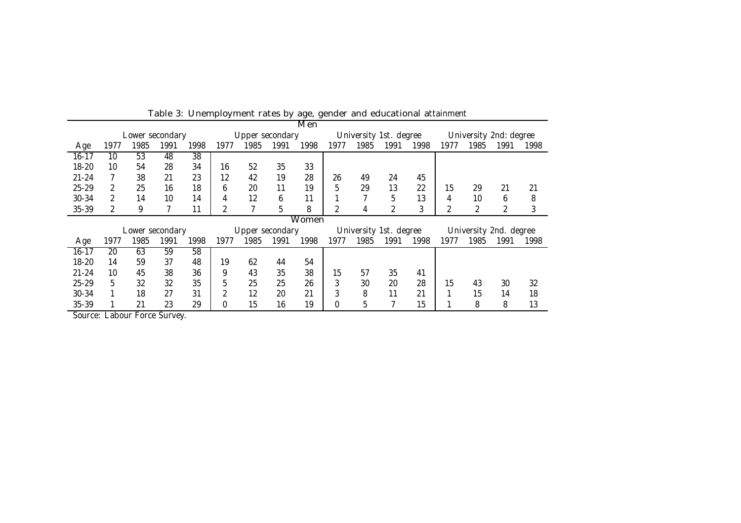Table 3: Unemployment rates by age, gender and educational attainment

| | Men | | | | | | | | | | | | | | | |
|---|---|---|---|---|---|---|---|---|---|---|---|---|---|---|---|---|
| | Lower secondary | | | | Upper secondary | | | | University 1st. degree | | | | University 2nd: degree | | | |
| Age | 1977 | 1985 | 1991 | 1998 | 1977 | 1985 | 1991 | 1998 | 1977 | 1985 | 1991 | 1998 | 1977 | 1985 | 1991 | 1998 |
| 16-17 | 10 | 53 | 48 | 38 | | | | | | | | | | | | |
| 18-20 | 10 | 54 | 28 | 34 | 16 | 52 | 35 | 33 | | | | | | | | |
| 21-24 | 7 | 38 | 21 | 23 | 12 | 42 | 19 | 28 | 26 | 49 | 24 | 45 | | | | |
| 25-29 | 2 | 25 | 16 | 18 | 6 | 20 | 11 | 19 | 5 | 29 | 13 | 22 | 15 | 29 | 21 | 21 |
| 30-34 | 2 | 14 | 10 | 14 | 4 | 12 | 6 | 11 | 1 | 7 | 5 | 13 | 4 | 10 | 6 | 8 |
| 35-39 | 2 | 9 | 7 | 11 | 2 | 7 | 5 | 8 | 2 | 4 | 2 | 3 | 2 | 2 | 2 | 3 |
| | Women | | | | | | | | | | | | | | | |
| | Lower secondary | | | | Upper secondary | | | | University 1st. degree | | | | University 2nd. degree | | | |
| Age | 1977 | 1985 | 1991 | 1998 | 1977 | 1985 | 1991 | 1998 | 1977 | 1985 | 1991 | 1998 | 1977 | 1985 | 1991 | 1998 |
| 16-17 | 20 | 63 | 59 | 58 | | | | | | | | | | | | |
| 18-20 | 14 | 59 | 37 | 48 | 19 | 62 | 44 | 54 | | | | | | | | |
| 21-24 | 10 | 45 | 38 | 36 | 9 | 43 | 35 | 38 | 15 | 57 | 35 | 41 | | | | |
| 25-29 | 5 | 32 | 32 | 35 | 5 | 25 | 25 | 26 | 3 | 30 | 20 | 28 | 15 | 43 | 30 | 32 |
| 30-34 | 1 | 18 | 27 | 31 | 2 | 12 | 20 | 21 | 3 | 8 | 11 | 21 | 1 | 15 | 14 | 18 |
| 35-39 | 1 | 21 | 23 | 29 | 0 | 15 | 16 | 19 | 0 | 5 | 7 | 15 | 1 | 8 | 8 | 13 |

Source: Labour Force Survey.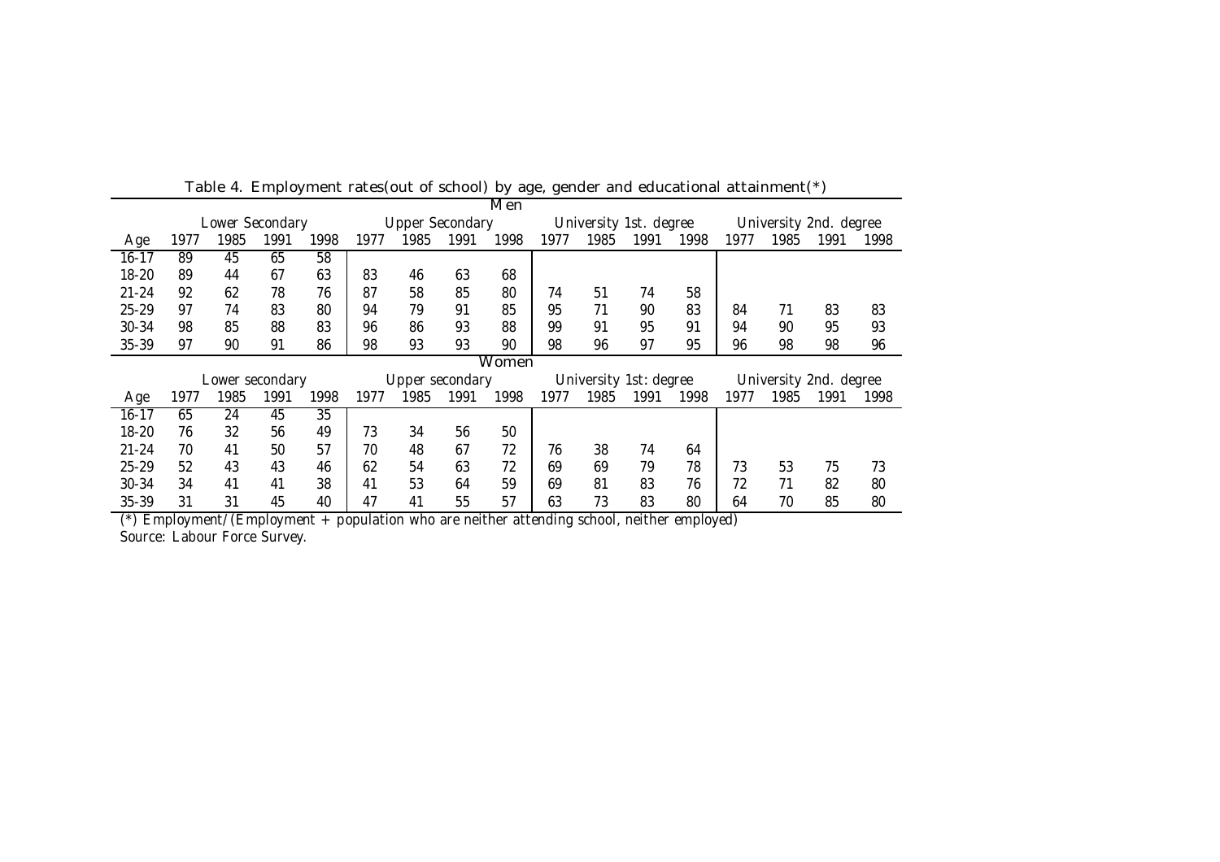Table 4. Employment rates(out of school) by age, gender and educational attainment(*)

| | Men | | | | | | | | | | | | | | | |
|---|---|---|---|---|---|---|---|---|---|---|---|---|---|---|---|---|
| | Lower Secondary | | | | Upper Secondary | | | | University 1st. degree | | | | University 2nd. degree | | | |
| Age | 1977 | 1985 | 1991 | 1998 | 1977 | 1985 | 1991 | 1998 | 1977 | 1985 | 1991 | 1998 | 1977 | 1985 | 1991 | 1998 |
| 16-17 | 89 | 45 | 65 | 58 | | | | | | | | | | | | |
| 18-20 | 89 | 44 | 67 | 63 | 83 | 46 | 63 | 68 | | | | | | | | |
| 21-24 | 92 | 62 | 78 | 76 | 87 | 58 | 85 | 80 | 74 | 51 | 74 | 58 | | | | |
| 25-29 | 97 | 74 | 83 | 80 | 94 | 79 | 91 | 85 | 95 | 71 | 90 | 83 | 84 | 71 | 83 | 83 |
| 30-34 | 98 | 85 | 88 | 83 | 96 | 86 | 93 | 88 | 99 | 91 | 95 | 91 | 94 | 90 | 95 | 93 |
| 35-39 | 97 | 90 | 91 | 86 | 98 | 93 | 93 | 90 | 98 | 96 | 97 | 95 | 96 | 98 | 98 | 96 |
| | Women | | | | | | | | | | | | | | | |
| | Lower secondary | | | | Upper secondary | | | | University 1st: degree | | | | University 2nd. degree | | | |
| Age | 1977 | 1985 | 1991 | 1998 | 1977 | 1985 | 1991 | 1998 | 1977 | 1985 | 1991 | 1998 | 1977 | 1985 | 1991 | 1998 |
| 16-17 | 65 | 24 | 45 | 35 | | | | | | | | | | | | |
| 18-20 | 76 | 32 | 56 | 49 | 73 | 34 | 56 | 50 | | | | | | | | |
| 21-24 | 70 | 41 | 50 | 57 | 70 | 48 | 67 | 72 | 76 | 38 | 74 | 64 | | | | |
| 25-29 | 52 | 43 | 43 | 46 | 62 | 54 | 63 | 72 | 69 | 69 | 79 | 78 | 73 | 53 | 75 | 73 |
| 30-34 | 34 | 41 | 41 | 38 | 41 | 53 | 64 | 59 | 69 | 81 | 83 | 76 | 72 | 71 | 82 | 80 |
| 35-39 | 31 | 31 | 45 | 40 | 47 | 41 | 55 | 57 | 63 | 73 | 83 | 80 | 64 | 70 | 85 | 80 |

(*) Employment/(Employment + population who are neither attending school, neither employed)

Source: Labour Force Survey.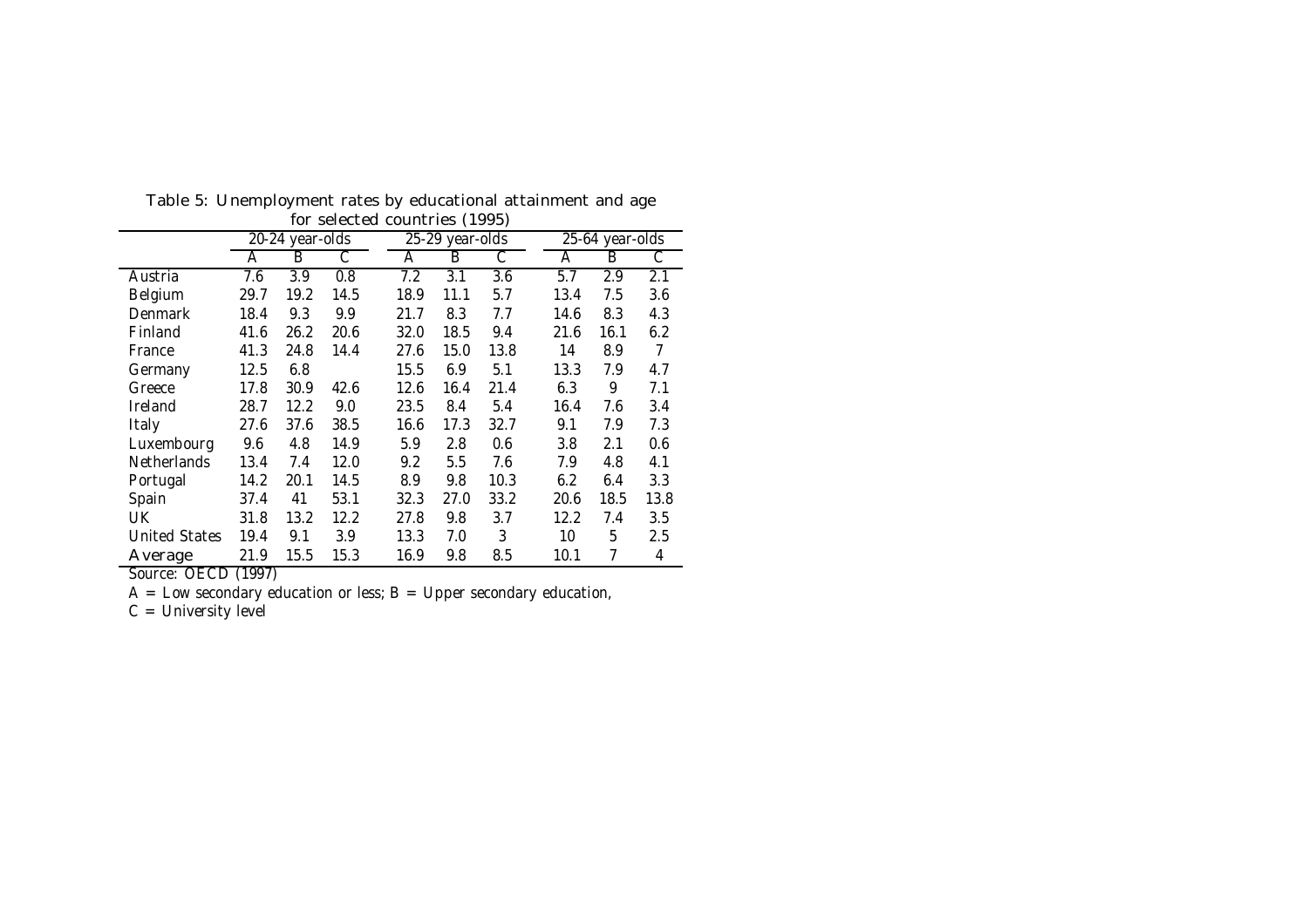Table 5: Unemployment rates by educational attainment and age for selected countries (1995)

| | 20-24 year-olds | | | 25-29 year-olds | | | 25-64 year-olds | | |
|---|---|---|---|---|---|---|---|---|---|
| | A | B | C | A | B | C | A | B | C |
| Austria | 7.6 | 3.9 | 0.8 | 7.2 | 3.1 | 3.6 | 5.7 | 2.9 | 2.1 |
| Belgium | 29.7 | 19.2 | 14.5 | 18.9 | 11.1 | 5.7 | 13.4 | 7.5 | 3.6 |
| Denmark | 18.4 | 9.3 | 9.9 | 21.7 | 8.3 | 7.7 | 14.6 | 8.3 | 4.3 |
| Finland | 41.6 | 26.2 | 20.6 | 32.0 | 18.5 | 9.4 | 21.6 | 16.1 | 6.2 |
| France | 41.3 | 24.8 | 14.4 | 27.6 | 15.0 | 13.8 | 14 | 8.9 | 7 |
| Germany | 12.5 | 6.8 | | 15.5 | 6.9 | 5.1 | 13.3 | 7.9 | 4.7 |
| Greece | 17.8 | 30.9 | 42.6 | 12.6 | 16.4 | 21.4 | 6.3 | 9 | 7.1 |
| Ireland | 28.7 | 12.2 | 9.0 | 23.5 | 8.4 | 5.4 | 16.4 | 7.6 | 3.4 |
| Italy | 27.6 | 37.6 | 38.5 | 16.6 | 17.3 | 32.7 | 9.1 | 7.9 | 7.3 |
| Luxembourg | 9.6 | 4.8 | 14.9 | 5.9 | 2.8 | 0.6 | 3.8 | 2.1 | 0.6 |
| Netherlands | 13.4 | 7.4 | 12.0 | 9.2 | 5.5 | 7.6 | 7.9 | 4.8 | 4.1 |
| Portugal | 14.2 | 20.1 | 14.5 | 8.9 | 9.8 | 10.3 | 6.2 | 6.4 | 3.3 |
| Spain | 37.4 | 41 | 53.1 | 32.3 | 27.0 | 33.2 | 20.6 | 18.5 | 13.8 |
| UK | 31.8 | 13.2 | 12.2 | 27.8 | 9.8 | 3.7 | 12.2 | 7.4 | 3.5 |
| United States | 19.4 | 9.1 | 3.9 | 13.3 | 7.0 | 3 | 10 | 5 | 2.5 |
| Average | 21.9 | 15.5 | 15.3 | 16.9 | 9.8 | 8.5 | 10.1 | 7 | 4 |

Source: OECD (1997)

A = Low secondary education or less; B = Upper secondary education,
C = University level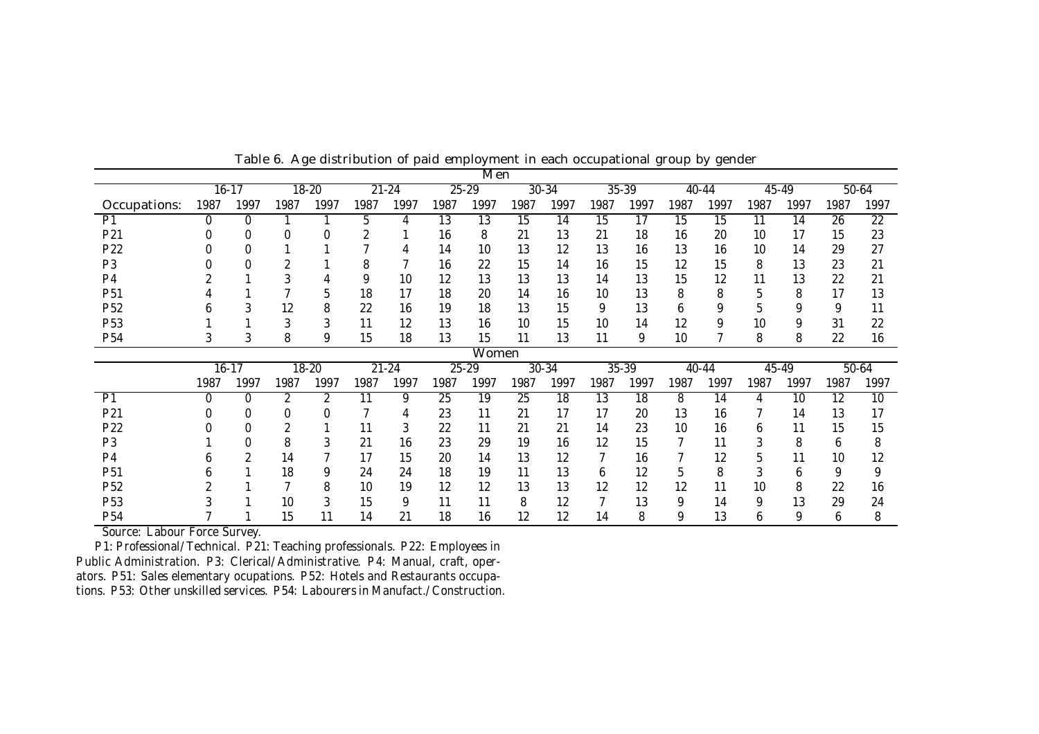Table 6. Age distribution of paid employment in each occupational group by gender

| Men | | | | | | | | | | | | | | | | | | |
|---|---|---|---|---|---|---|---|---|---|---|---|---|---|---|---|---|---|---|
| | 16-17 | | 18-20 | | 21-24 | | 25-29 | | 30-34 | | 35-39 | | 40-44 | | 45-49 | | 50-64 | |
| Occupations: | 1987 | 1997 | 1987 | 1997 | 1987 | 1997 | 1987 | 1997 | 1987 | 1997 | 1987 | 1997 | 1987 | 1997 | 1987 | 1997 | 1987 | 1997 |
| P1 | 0 | 0 | 1 | 1 | 5 | 4 | 13 | 13 | 15 | 14 | 15 | 17 | 15 | 15 | 11 | 14 | 26 | 22 |
| P21 | 0 | 0 | 0 | 0 | 2 | 1 | 16 | 8 | 21 | 13 | 21 | 18 | 16 | 20 | 10 | 17 | 15 | 23 |
| P22 | 0 | 0 | 1 | 1 | 7 | 4 | 14 | 10 | 13 | 12 | 13 | 16 | 13 | 16 | 10 | 14 | 29 | 27 |
| P3 | 0 | 0 | 2 | 1 | 8 | 7 | 16 | 22 | 15 | 14 | 16 | 15 | 12 | 15 | 8 | 13 | 23 | 21 |
| P4 | 2 | 1 | 3 | 4 | 9 | 10 | 12 | 13 | 13 | 13 | 14 | 13 | 15 | 12 | 11 | 13 | 22 | 21 |
| P51 | 4 | 1 | 7 | 5 | 18 | 17 | 18 | 20 | 14 | 16 | 10 | 13 | 8 | 8 | 5 | 8 | 17 | 13 |
| P52 | 6 | 3 | 12 | 8 | 22 | 16 | 19 | 18 | 13 | 15 | 9 | 13 | 6 | 9 | 5 | 9 | 9 | 11 |
| P53 | 1 | 1 | 3 | 3 | 11 | 12 | 13 | 16 | 10 | 15 | 10 | 14 | 12 | 9 | 10 | 9 | 31 | 22 |
| P54 | 3 | 3 | 8 | 9 | 15 | 18 | 13 | 15 | 11 | 13 | 11 | 9 | 10 | 7 | 8 | 8 | 22 | 16 |
| **Women** | | | | | | | | | | | | | | | | | | |
| | 16-17 | | 18-20 | | 21-24 | | 25-29 | | 30-34 | | 35-39 | | 40-44 | | 45-49 | | 50-64 | |
| | 1987 | 1997 | 1987 | 1997 | 1987 | 1997 | 1987 | 1997 | 1987 | 1997 | 1987 | 1997 | 1987 | 1997 | 1987 | 1997 | 1987 | 1997 |
| P1 | 0 | 0 | 2 | 2 | 11 | 9 | 25 | 19 | 25 | 18 | 13 | 18 | 8 | 14 | 4 | 10 | 12 | 10 |
| P21 | 0 | 0 | 0 | 0 | 7 | 4 | 23 | 11 | 21 | 17 | 17 | 20 | 13 | 16 | 7 | 14 | 13 | 17 |
| P22 | 0 | 0 | 2 | 1 | 11 | 3 | 22 | 11 | 21 | 21 | 14 | 23 | 10 | 16 | 6 | 11 | 15 | 15 |
| P3 | 1 | 0 | 8 | 3 | 21 | 16 | 23 | 29 | 19 | 16 | 12 | 15 | 7 | 11 | 3 | 8 | 6 | 8 |
| P4 | 6 | 2 | 14 | 7 | 17 | 15 | 20 | 14 | 13 | 12 | 7 | 16 | 7 | 12 | 5 | 11 | 10 | 12 |
| P51 | 6 | 1 | 18 | 9 | 24 | 24 | 18 | 19 | 11 | 13 | 6 | 12 | 5 | 8 | 3 | 6 | 9 | 9 |
| P52 | 2 | 1 | 7 | 8 | 10 | 19 | 12 | 12 | 13 | 13 | 12 | 12 | 12 | 11 | 10 | 8 | 22 | 16 |
| P53 | 3 | 1 | 10 | 3 | 15 | 9 | 11 | 11 | 8 | 12 | 7 | 13 | 9 | 14 | 9 | 13 | 29 | 24 |
| P54 | 7 | 1 | 15 | 11 | 14 | 21 | 18 | 16 | 12 | 12 | 14 | 8 | 9 | 13 | 6 | 9 | 6 | 8 |

Source: Labour Force Survey.

P1: Professional/Technical. P21: Teaching professionals. P22: Employees in Public Administration. P3: Clerical/Administrative. P4: Manual, craft, operators. P51: Sales elementary ocupations. P52: Hotels and Restaurants occupations. P53: Other unskilled services. P54: Labourers in Manufact./Construction.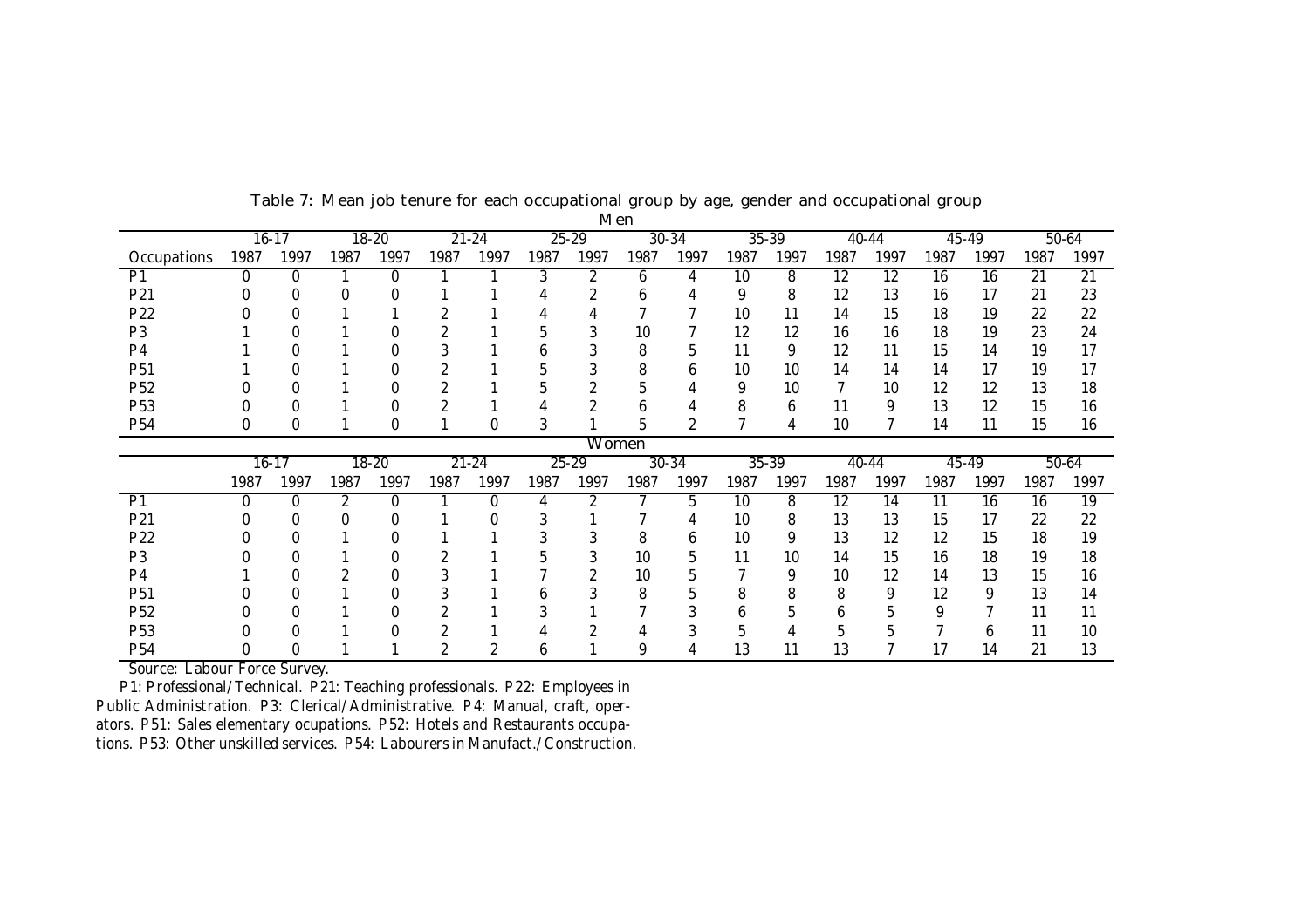Table 7: Mean job tenure for each occupational group by age, gender and occupational group

Men

| | 16-17 | | 18-20 | | 21-24 | | 25-29 | | 30-34 | | 35-39 | | 40-44 | | 45-49 | | 50-64 | |
|---|---|---|---|---|---|---|---|---|---|---|---|---|---|---|---|---|---|---|
| Occupations | 1987 | 1997 | 1987 | 1997 | 1987 | 1997 | 1987 | 1997 | 1987 | 1997 | 1987 | 1997 | 1987 | 1997 | 1987 | 1997 | 1987 | 1997 |
| P1 | 0 | 0 | 1 | 0 | 1 | 1 | 3 | 2 | 6 | 4 | 10 | 8 | 12 | 12 | 16 | 16 | 21 | 21 |
| P21 | 0 | 0 | 0 | 0 | 1 | 1 | 4 | 2 | 6 | 4 | 9 | 8 | 12 | 13 | 16 | 17 | 21 | 23 |
| P22 | 0 | 0 | 1 | 1 | 2 | 1 | 4 | 4 | 7 | 7 | 10 | 11 | 14 | 15 | 18 | 19 | 22 | 22 |
| P3 | 1 | 0 | 1 | 0 | 2 | 1 | 5 | 3 | 10 | 7 | 12 | 12 | 16 | 16 | 18 | 19 | 23 | 24 |
| P4 | 1 | 0 | 1 | 0 | 3 | 1 | 6 | 3 | 8 | 5 | 11 | 9 | 12 | 11 | 15 | 14 | 19 | 17 |
| P51 | 1 | 0 | 1 | 0 | 2 | 1 | 5 | 3 | 8 | 6 | 10 | 10 | 14 | 14 | 14 | 17 | 19 | 17 |
| P52 | 0 | 0 | 1 | 0 | 2 | 1 | 5 | 2 | 5 | 4 | 9 | 10 | 7 | 10 | 12 | 12 | 13 | 18 |
| P53 | 0 | 0 | 1 | 0 | 2 | 1 | 4 | 2 | 6 | 4 | 8 | 6 | 11 | 9 | 13 | 12 | 15 | 16 |
| P54 | 0 | 0 | 1 | 0 | 1 | 0 | 3 | 1 | 5 | 2 | 7 | 4 | 10 | 7 | 14 | 11 | 15 | 16 |

Women

| | 16-17 | | 18-20 | | 21-24 | | 25-29 | | 30-34 | | 35-39 | | 40-44 | | 45-49 | | 50-64 | |
|---|---|---|---|---|---|---|---|---|---|---|---|---|---|---|---|---|---|---|
| | 1987 | 1997 | 1987 | 1997 | 1987 | 1997 | 1987 | 1997 | 1987 | 1997 | 1987 | 1997 | 1987 | 1997 | 1987 | 1997 | 1987 | 1997 |
| P1 | 0 | 0 | 2 | 0 | 1 | 0 | 4 | 2 | 7 | 5 | 10 | 8 | 12 | 14 | 11 | 16 | 16 | 19 |
| P21 | 0 | 0 | 0 | 0 | 1 | 0 | 3 | 1 | 7 | 4 | 10 | 8 | 13 | 13 | 15 | 17 | 22 | 22 |
| P22 | 0 | 0 | 1 | 0 | 1 | 1 | 3 | 3 | 8 | 6 | 10 | 9 | 13 | 12 | 12 | 15 | 18 | 19 |
| P3 | 0 | 0 | 1 | 0 | 2 | 1 | 5 | 3 | 10 | 5 | 11 | 10 | 14 | 15 | 16 | 18 | 19 | 18 |
| P4 | 1 | 0 | 2 | 0 | 3 | 1 | 7 | 2 | 10 | 5 | 7 | 9 | 10 | 12 | 14 | 13 | 15 | 16 |
| P51 | 0 | 0 | 1 | 0 | 3 | 1 | 6 | 3 | 8 | 5 | 8 | 8 | 8 | 9 | 12 | 9 | 13 | 14 |
| P52 | 0 | 0 | 1 | 0 | 2 | 1 | 3 | 1 | 7 | 3 | 6 | 5 | 6 | 5 | 9 | 7 | 11 | 11 |
| P53 | 0 | 0 | 1 | 0 | 2 | 1 | 4 | 2 | 4 | 3 | 5 | 4 | 5 | 5 | 7 | 6 | 11 | 10 |
| P54 | 0 | 0 | 1 | 1 | 2 | 2 | 6 | 1 | 9 | 4 | 13 | 11 | 13 | 7 | 17 | 14 | 21 | 13 |

Source: Labour Force Survey.

P1: Professional/Technical. P21: Teaching professionals. P22: Employees in Public Administration. P3: Clerical/Administrative. P4: Manual, craft, operators. P51: Sales elementary ocupations. P52: Hotels and Restaurants occupations. P53: Other unskilled services. P54: Labourers in Manufact./Construction.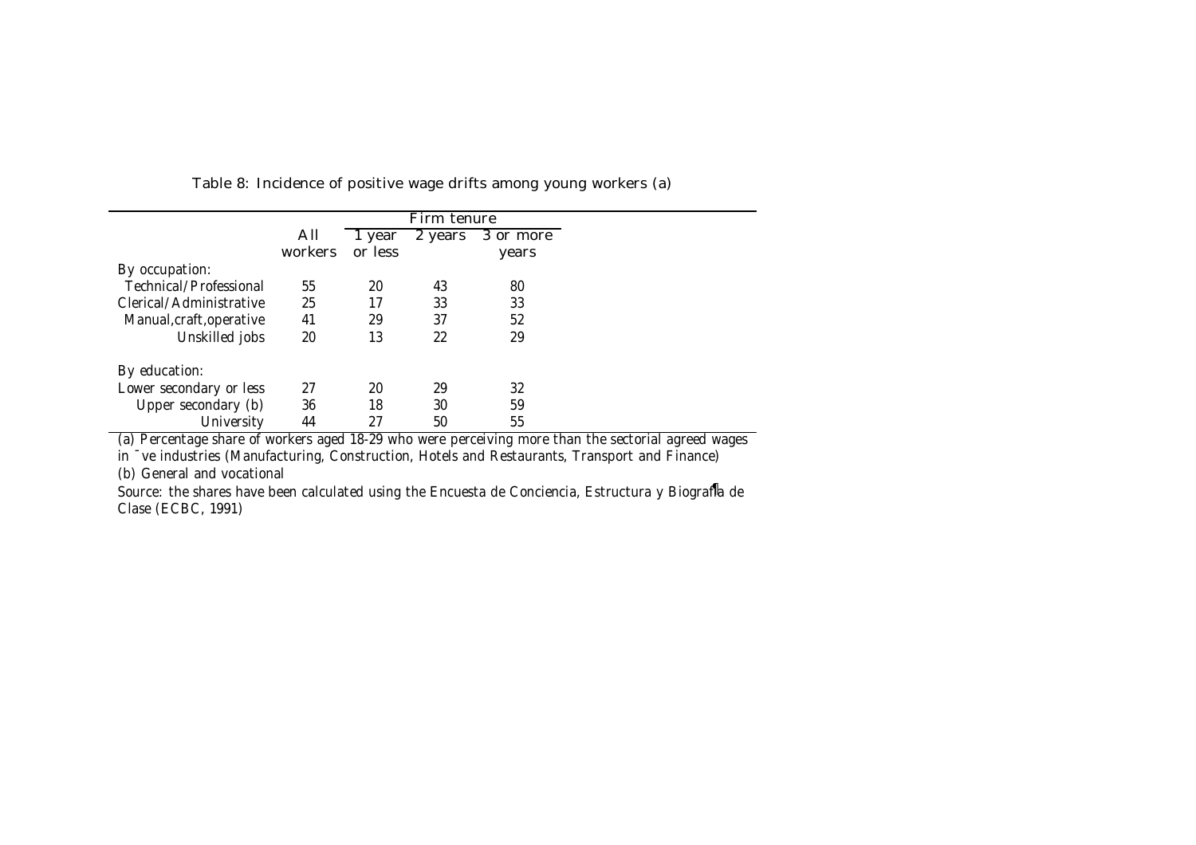Table 8: Incidence of positive wage drifts among young workers (a)

| | All workers | Firm tenure | | |
|---|---|---|---|---|
| | | 1 year or less | 2 years | 3 or more years |
| By occupation: | | | | |
| Technical/Professional | 55 | 20 | 43 | 80 |
| Clerical/Administrative | 25 | 17 | 33 | 33 |
| Manual,craft,operative | 41 | 29 | 37 | 52 |
| Unskilled jobs | 20 | 13 | 22 | 29 |
| By education: | | | | |
| Lower secondary or less | 27 | 20 | 29 | 32 |
| Upper secondary (b) | 36 | 18 | 30 | 59 |
| University | 44 | 27 | 50 | 55 |

(a) Percentage share of workers aged 18-29 who were perceiving more than the sectorial agreed wages in five industries (Manufacturing, Construction, Hotels and Restaurants, Transport and Finance)

(b) General and vocational

Source: the shares have been calculated using the Encuesta de Conciencia, Estructura y Biografía de Clase (ECBC, 1991)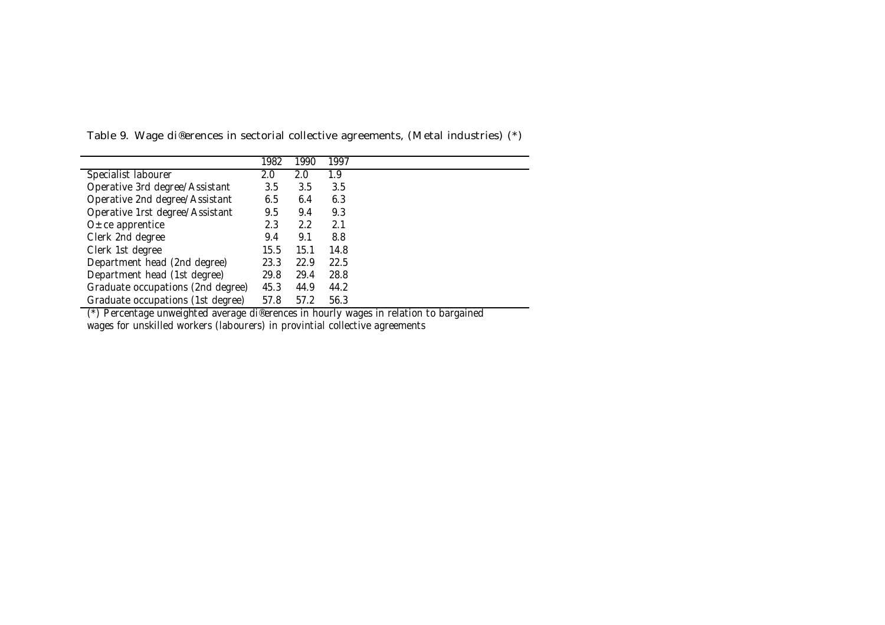Table 9. Wage di®erences in sectorial collective agreements, (Metal industries) (*)

| | 1982 | 1990 | 1997 |
|---|---|---|---|
| Specialist labourer | 2.0 | 2.0 | 1.9 |
| Operative 3rd degree/Assistant | 3.5 | 3.5 | 3.5 |
| Operative 2nd degree/Assistant | 6.5 | 6.4 | 6.3 |
| Operative 1rst degree/Assistant | 9.5 | 9.4 | 9.3 |
| O±ce apprentice | 2.3 | 2.2 | 2.1 |
| Clerk 2nd degree | 9.4 | 9.1 | 8.8 |
| Clerk 1st degree | 15.5 | 15.1 | 14.8 |
| Department head (2nd degree) | 23.3 | 22.9 | 22.5 |
| Department head (1st degree) | 29.8 | 29.4 | 28.8 |
| Graduate occupations (2nd degree) | 45.3 | 44.9 | 44.2 |
| Graduate occupations (1st degree) | 57.8 | 57.2 | 56.3 |

(*) Percentage unweighted average di®erences in hourly wages in relation to bargained wages for unskilled workers (labourers) in provintial collective agreements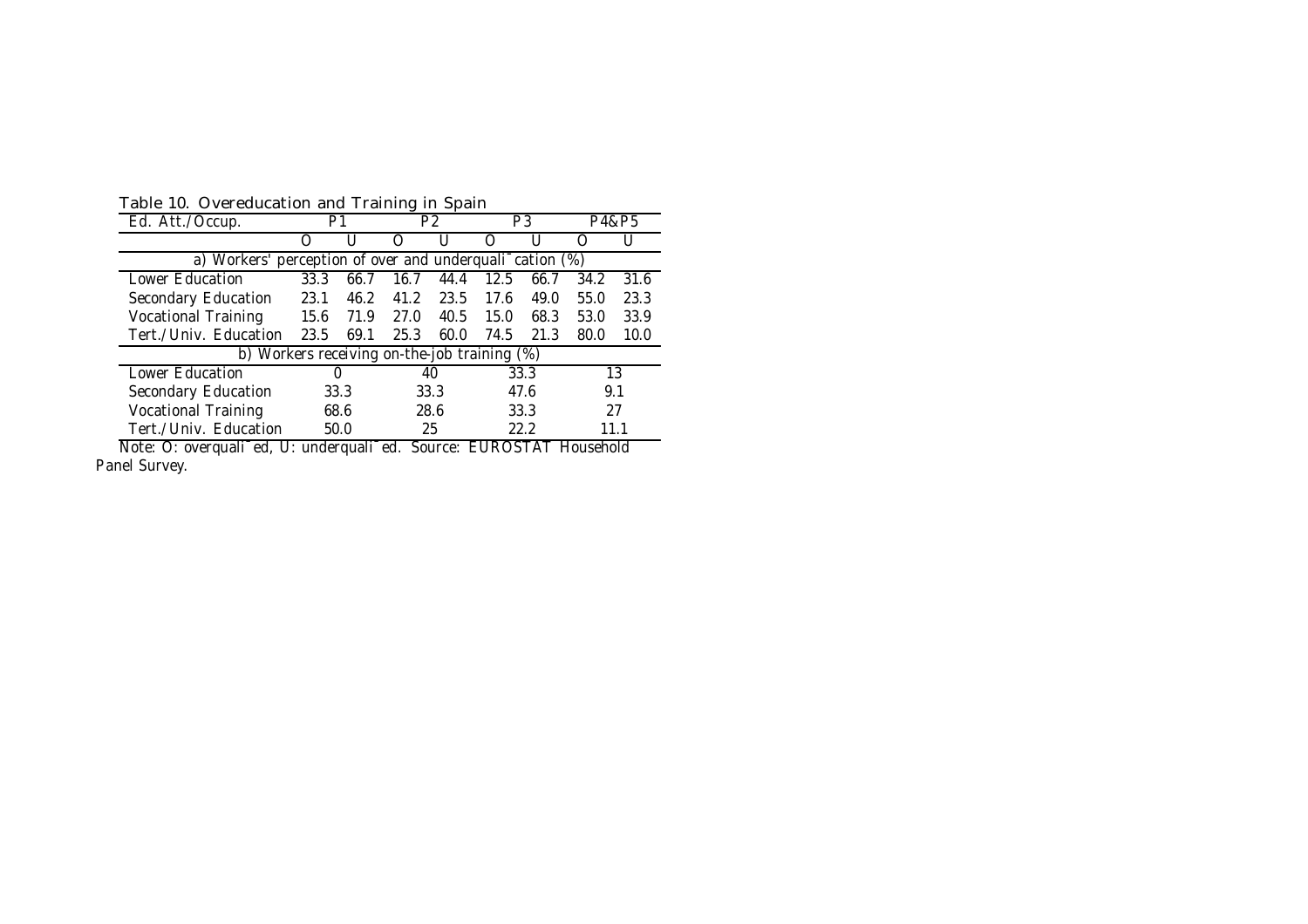Table 10. Overeducation and Training in Spain

| Ed. Att./Occup. | P1 | | P2 | | P3 | | P4&P5 | |
|---|---|---|---|---|---|---|---|---|
| | O | U | O | U | O | U | O | U |
| a) Workers' perception of over and underqualification (%) | | | | | | | | |
| Lower Education | 33.3 | 66.7 | 16.7 | 44.4 | 12.5 | 66.7 | 34.2 | 31.6 |
| Secondary Education | 23.1 | 46.2 | 41.2 | 23.5 | 17.6 | 49.0 | 55.0 | 23.3 |
| Vocational Training | 15.6 | 71.9 | 27.0 | 40.5 | 15.0 | 68.3 | 53.0 | 33.9 |
| Tert./Univ. Education | 23.5 | 69.1 | 25.3 | 60.0 | 74.5 | 21.3 | 80.0 | 10.0 |
| b) Workers receiving on-the-job training (%) | | | | | | | | |
| Lower Education | 0 | | 40 | | 33.3 | | 13 | |
| Secondary Education | 33.3 | | 33.3 | | 47.6 | | 9.1 | |
| Vocational Training | 68.6 | | 28.6 | | 33.3 | | 27 | |
| Tert./Univ. Education | 50.0 | | 25 | | 22.2 | | 11.1 | |

Note: O: overqualified, U: underqualified. Source: EUROSTAT Household Panel Survey.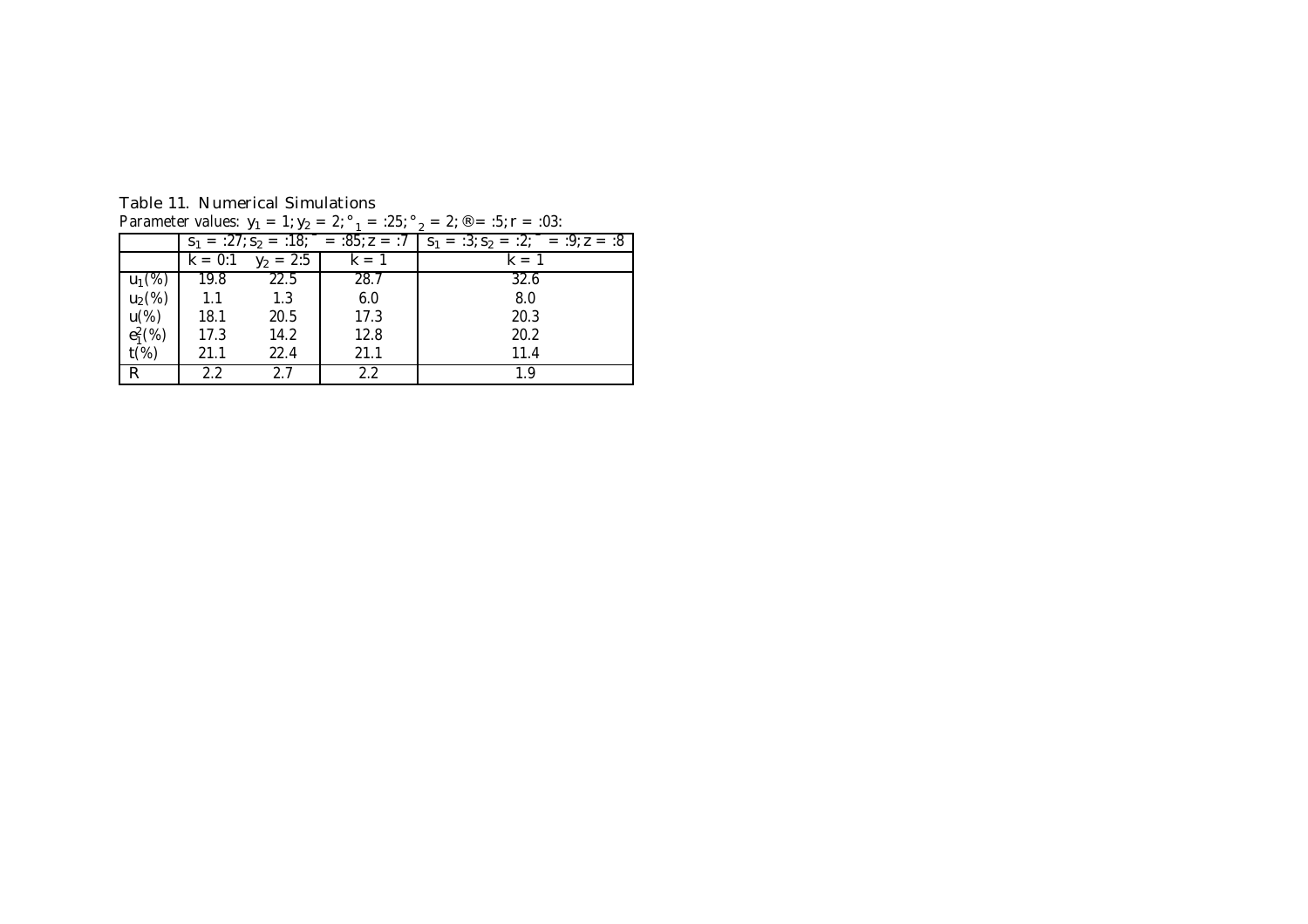Table 11. Numerical Simulations

Parameter values: $y_1 = 1; y_2 = 2; \gamma_1 = .25; \gamma_2 = 2; \alpha = .5; r = .03.$

| | $s_1 = .27; s_2 = .18; \beta = .85; z = .7$ | | | $s_1 = .3; s_2 = .2; \beta = .9; z = .8$ |
|---|---|---|---|---|
| | $k = 0.1$ | $y_2 = 2.5$ | $k = 1$ | $k = 1$ |
| $u_1(\%)$ | 19.8 | 22.5 | 28.7 | 32.6 |
| $u_2(\%)$ | 1.1 | 1.3 | 6.0 | 8.0 |
| $u(\%)$ | 18.1 | 20.5 | 17.3 | 20.3 |
| $e_1^2(\%)$ | 17.3 | 14.2 | 12.8 | 20.2 |
| $t(\%)$ | 21.1 | 22.4 | 21.1 | 11.4 |
| $R$ | 2.2 | 2.7 | 2.2 | 1.9 |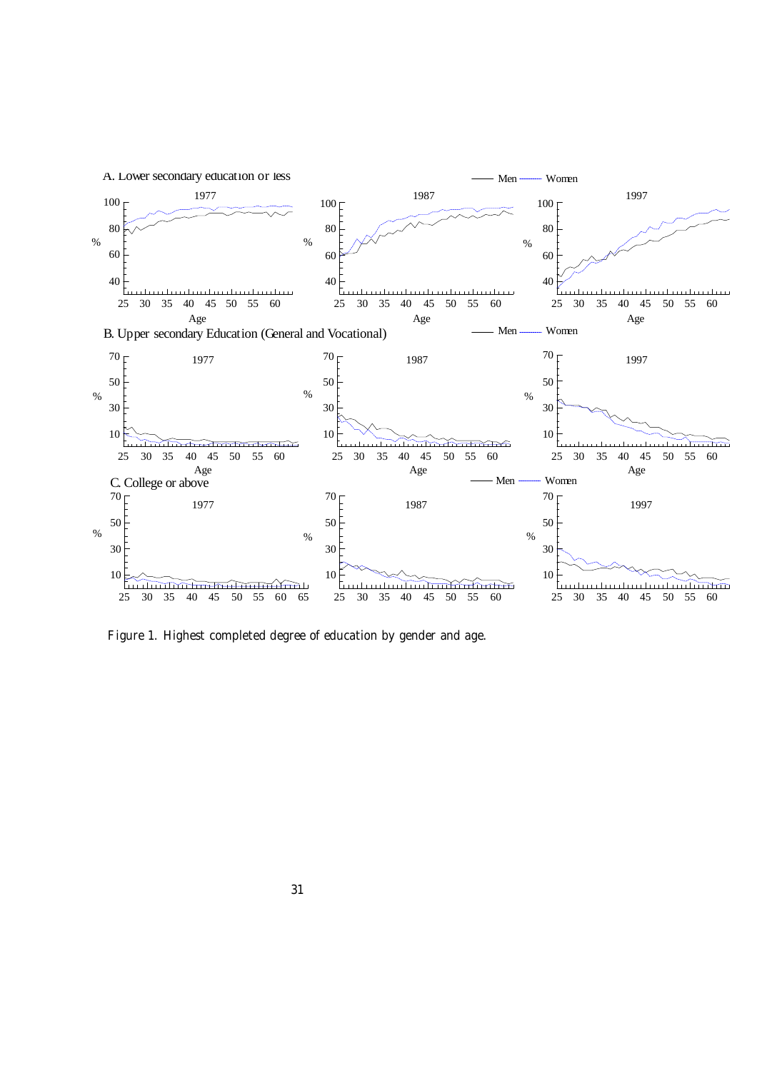A. Lower secondary education or less

B. Upper secondary Education (General and Vocational)

C. College or above

Figure 1. Highest completed degree of education by gender and age.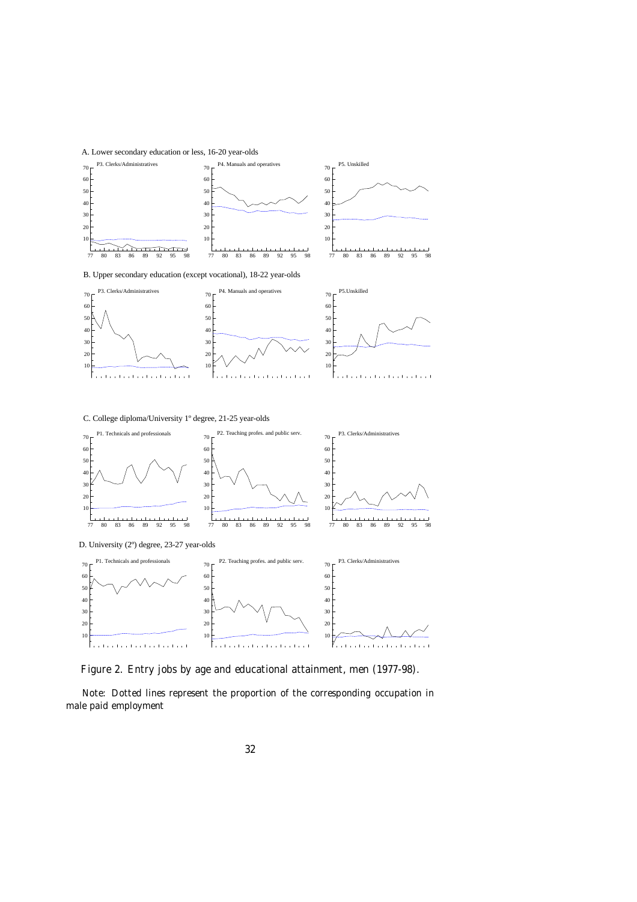A. Lower secondary education or less, 16-20 year-olds

B. Upper secondary education (except vocational), 18-22 year-olds

C. College diploma/University 1º degree, 21-25 year-olds

D. University (2º) degree, 23-27 year-olds

Figure 2. Entry jobs by age and educational attainment, men (1977-98).

Note: Dotted lines represent the proportion of the corresponding occupation in male paid employment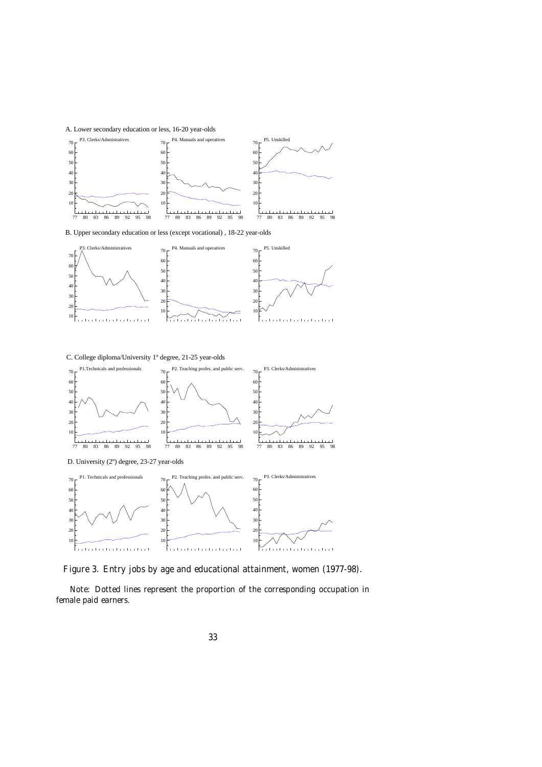A. Lower secondary education or less, 16-20 year-olds

B. Upper secondary education or less (except vocational) , 18-22 year-olds

C. College diploma/University 1º degree, 21-25 year-olds

D. University (2º) degree, 23-27 year-olds

Figure 3. Entry jobs by age and educational attainment, women (1977-98).

Note: Dotted lines represent the proportion of the corresponding occupation in female paid earners.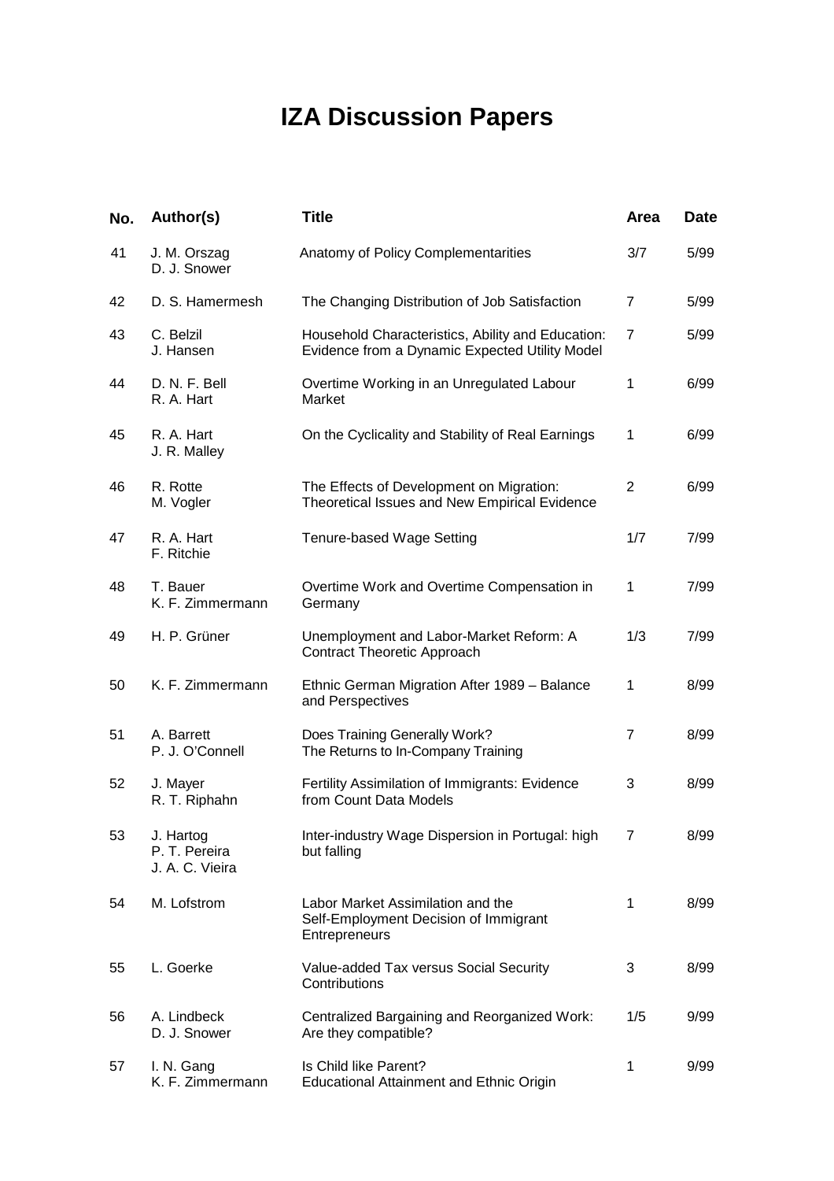# IZA Discussion Papers

| No. | Author(s) | Title | Area | Date |
|---|---|---|---|---|
| 41 | J. M. Orszag<br>D. J. Snower | Anatomy of Policy Complementarities | 3/7 | 5/99 |
| 42 | D. S. Hamermesh | The Changing Distribution of Job Satisfaction | 7 | 5/99 |
| 43 | C. Belzil<br>J. Hansen | Household Characteristics, Ability and Education: Evidence from a Dynamic Expected Utility Model | 7 | 5/99 |
| 44 | D. N. F. Bell<br>R. A. Hart | Overtime Working in an Unregulated Labour Market | 1 | 6/99 |
| 45 | R. A. Hart<br>J. R. Malley | On the Cyclicality and Stability of Real Earnings | 1 | 6/99 |
| 46 | R. Rotte<br>M. Vogler | The Effects of Development on Migration: Theoretical Issues and New Empirical Evidence | 2 | 6/99 |
| 47 | R. A. Hart<br>F. Ritchie | Tenure-based Wage Setting | 1/7 | 7/99 |
| 48 | T. Bauer<br>K. F. Zimmermann | Overtime Work and Overtime Compensation in Germany | 1 | 7/99 |
| 49 | H. P. Grüner | Unemployment and Labor-Market Reform: A Contract Theoretic Approach | 1/3 | 7/99 |
| 50 | K. F. Zimmermann | Ethnic German Migration After 1989 – Balance and Perspectives | 1 | 8/99 |
| 51 | A. Barrett<br>P. J. O'Connell | Does Training Generally Work? The Returns to In-Company Training | 7 | 8/99 |
| 52 | J. Mayer<br>R. T. Riphahn | Fertility Assimilation of Immigrants: Evidence from Count Data Models | 3 | 8/99 |
| 53 | J. Hartog<br>P. T. Pereira<br>J. A. C. Vieira | Inter-industry Wage Dispersion in Portugal: high but falling | 7 | 8/99 |
| 54 | M. Lofstrom | Labor Market Assimilation and the Self-Employment Decision of Immigrant Entrepreneurs | 1 | 8/99 |
| 55 | L. Goerke | Value-added Tax versus Social Security Contributions | 3 | 8/99 |
| 56 | A. Lindbeck<br>D. J. Snower | Centralized Bargaining and Reorganized Work: Are they compatible? | 1/5 | 9/99 |
| 57 | I. N. Gang<br>K. F. Zimmermann | Is Child like Parent? Educational Attainment and Ethnic Origin | 1 | 9/99 |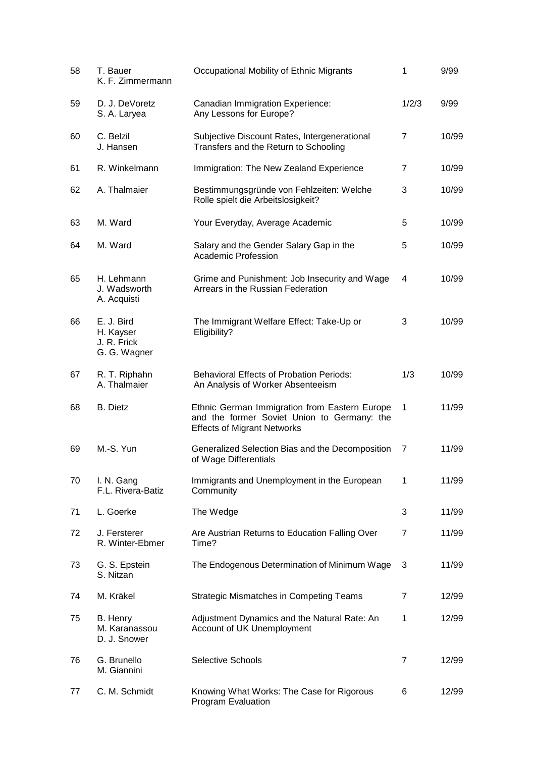| | | | | |
|---|---|---|---|---|
| 58 | T. Bauer<br>K. F. Zimmermann | Occupational Mobility of Ethnic Migrants | 1 | 9/99 |
| 59 | D. J. DeVoretz<br>S. A. Laryea | Canadian Immigration Experience: Any Lessons for Europe? | 1/2/3 | 9/99 |
| 60 | C. Belzil<br>J. Hansen | Subjective Discount Rates, Intergenerational Transfers and the Return to Schooling | 7 | 10/99 |
| 61 | R. Winkelmann | Immigration: The New Zealand Experience | 7 | 10/99 |
| 62 | A. Thalmaier | Bestimmungsgründe von Fehlzeiten: Welche Rolle spielt die Arbeitslosigkeit? | 3 | 10/99 |
| 63 | M. Ward | Your Everyday, Average Academic | 5 | 10/99 |
| 64 | M. Ward | Salary and the Gender Salary Gap in the Academic Profession | 5 | 10/99 |
| 65 | H. Lehmann<br>J. Wadsworth<br>A. Acquisti | Grime and Punishment: Job Insecurity and Wage Arrears in the Russian Federation | 4 | 10/99 |
| 66 | E. J. Bird<br>H. Kayser<br>J. R. Frick<br>G. G. Wagner | The Immigrant Welfare Effect: Take-Up or Eligibility? | 3 | 10/99 |
| 67 | R. T. Riphahn<br>A. Thalmaier | Behavioral Effects of Probation Periods: An Analysis of Worker Absenteeism | 1/3 | 10/99 |
| 68 | B. Dietz | Ethnic German Immigration from Eastern Europe and the former Soviet Union to Germany: the Effects of Migrant Networks | 1 | 11/99 |
| 69 | M.-S. Yun | Generalized Selection Bias and the Decomposition of Wage Differentials | 7 | 11/99 |
| 70 | I. N. Gang<br>F.L. Rivera-Batiz | Immigrants and Unemployment in the European Community | 1 | 11/99 |
| 71 | L. Goerke | The Wedge | 3 | 11/99 |
| 72 | J. Fersterer<br>R. Winter-Ebmer | Are Austrian Returns to Education Falling Over Time? | 7 | 11/99 |
| 73 | G. S. Epstein<br>S. Nitzan | The Endogenous Determination of Minimum Wage | 3 | 11/99 |
| 74 | M. Kräkel | Strategic Mismatches in Competing Teams | 7 | 12/99 |
| 75 | B. Henry<br>M. Karanassou<br>D. J. Snower | Adjustment Dynamics and the Natural Rate: An Account of UK Unemployment | 1 | 12/99 |
| 76 | G. Brunello<br>M. Giannini | Selective Schools | 7 | 12/99 |
| 77 | C. M. Schmidt | Knowing What Works: The Case for Rigorous Program Evaluation | 6 | 12/99 |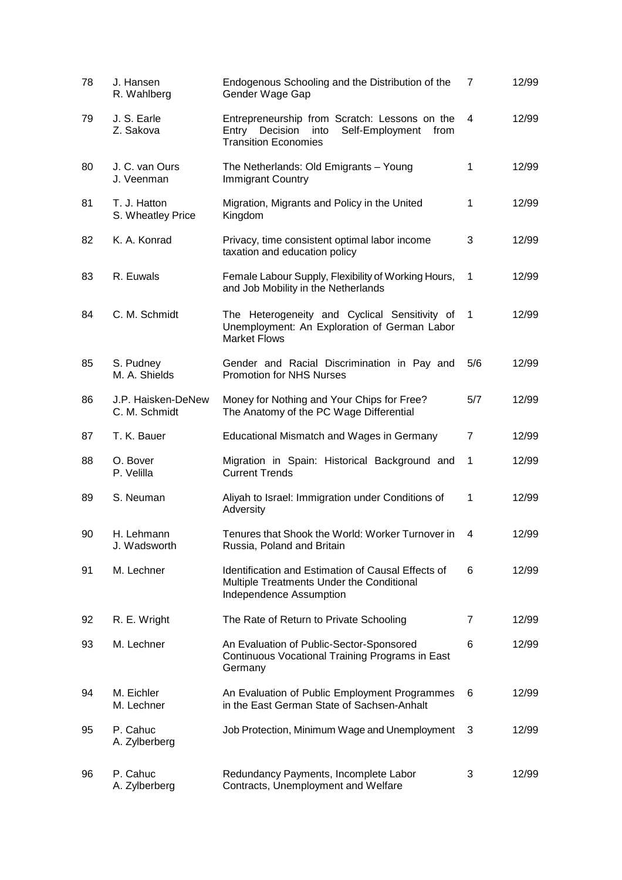| | | | | |
|---|---|---|---|---|
| 78 | J. Hansen<br>R. Wahlberg | Endogenous Schooling and the Distribution of the Gender Wage Gap | 7 | 12/99 |
| 79 | J. S. Earle<br>Z. Sakova | Entrepreneurship from Scratch: Lessons on the Entry Decision into Self-Employment from Transition Economies | 4 | 12/99 |
| 80 | J. C. van Ours<br>J. Veenman | The Netherlands: Old Emigrants – Young Immigrant Country | 1 | 12/99 |
| 81 | T. J. Hatton<br>S. Wheatley Price | Migration, Migrants and Policy in the United Kingdom | 1 | 12/99 |
| 82 | K. A. Konrad | Privacy, time consistent optimal labor income taxation and education policy | 3 | 12/99 |
| 83 | R. Euwals | Female Labour Supply, Flexibility of Working Hours, and Job Mobility in the Netherlands | 1 | 12/99 |
| 84 | C. M. Schmidt | The Heterogeneity and Cyclical Sensitivity of Unemployment: An Exploration of German Labor Market Flows | 1 | 12/99 |
| 85 | S. Pudney<br>M. A. Shields | Gender and Racial Discrimination in Pay and Promotion for NHS Nurses | 5/6 | 12/99 |
| 86 | J.P. Haisken-DeNew<br>C. M. Schmidt | Money for Nothing and Your Chips for Free? The Anatomy of the PC Wage Differential | 5/7 | 12/99 |
| 87 | T. K. Bauer | Educational Mismatch and Wages in Germany | 7 | 12/99 |
| 88 | O. Bover<br>P. Velilla | Migration in Spain: Historical Background and Current Trends | 1 | 12/99 |
| 89 | S. Neuman | Aliyah to Israel: Immigration under Conditions of Adversity | 1 | 12/99 |
| 90 | H. Lehmann<br>J. Wadsworth | Tenures that Shook the World: Worker Turnover in Russia, Poland and Britain | 4 | 12/99 |
| 91 | M. Lechner | Identification and Estimation of Causal Effects of Multiple Treatments Under the Conditional Independence Assumption | 6 | 12/99 |
| 92 | R. E. Wright | The Rate of Return to Private Schooling | 7 | 12/99 |
| 93 | M. Lechner | An Evaluation of Public-Sector-Sponsored Continuous Vocational Training Programs in East Germany | 6 | 12/99 |
| 94 | M. Eichler<br>M. Lechner | An Evaluation of Public Employment Programmes in the East German State of Sachsen-Anhalt | 6 | 12/99 |
| 95 | P. Cahuc<br>A. Zylberberg | Job Protection, Minimum Wage and Unemployment | 3 | 12/99 |
| 96 | P. Cahuc<br>A. Zylberberg | Redundancy Payments, Incomplete Labor Contracts, Unemployment and Welfare | 3 | 12/99 |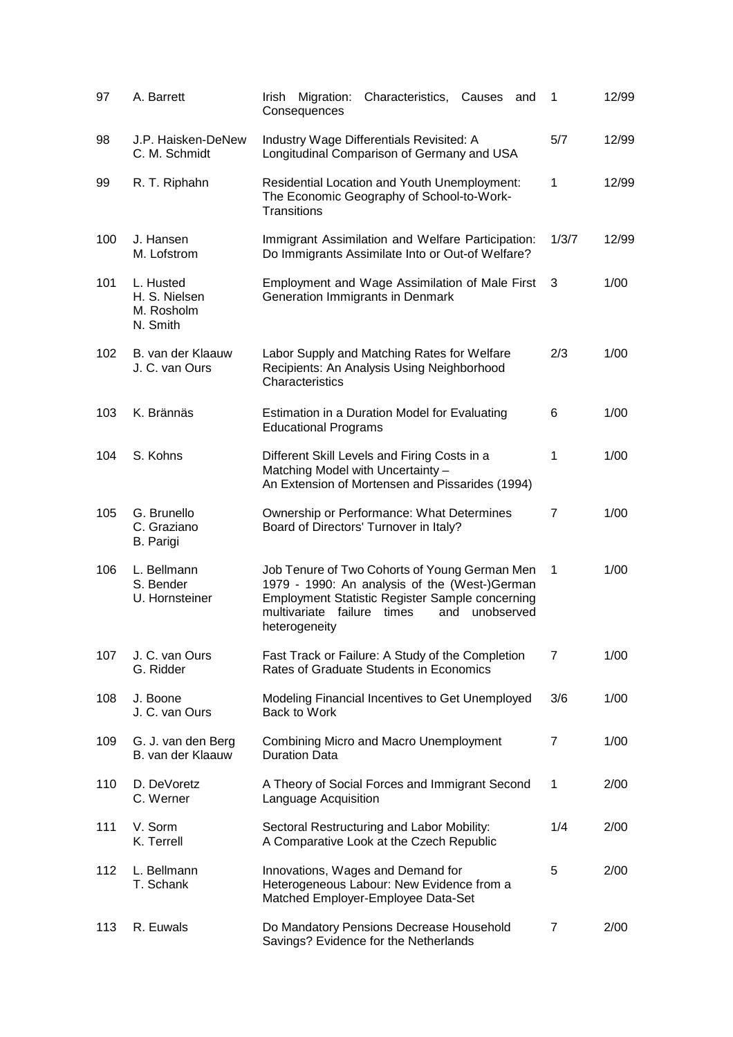| | | | | |
|---|---|---|---|---|
| 97 | A. Barrett | Irish Migration: Characteristics, Causes and Consequences | 1 | 12/99 |
| 98 | J.P. Haisken-DeNew<br>C. M. Schmidt | Industry Wage Differentials Revisited: A Longitudinal Comparison of Germany and USA | 5/7 | 12/99 |
| 99 | R. T. Riphahn | Residential Location and Youth Unemployment: The Economic Geography of School-to-Work-Transitions | 1 | 12/99 |
| 100 | J. Hansen<br>M. Lofstrom | Immigrant Assimilation and Welfare Participation: Do Immigrants Assimilate Into or Out-of Welfare? | 1/3/7 | 12/99 |
| 101 | L. Husted<br>H. S. Nielsen<br>M. Rosholm<br>N. Smith | Employment and Wage Assimilation of Male First Generation Immigrants in Denmark | 3 | 1/00 |
| 102 | B. van der Klaauw<br>J. C. van Ours | Labor Supply and Matching Rates for Welfare Recipients: An Analysis Using Neighborhood Characteristics | 2/3 | 1/00 |
| 103 | K. Brännäs | Estimation in a Duration Model for Evaluating Educational Programs | 6 | 1/00 |
| 104 | S. Kohns | Different Skill Levels and Firing Costs in a Matching Model with Uncertainty – An Extension of Mortensen and Pissarides (1994) | 1 | 1/00 |
| 105 | G. Brunello<br>C. Graziano<br>B. Parigi | Ownership or Performance: What Determines Board of Directors' Turnover in Italy? | 7 | 1/00 |
| 106 | L. Bellmann<br>S. Bender<br>U. Hornsteiner | Job Tenure of Two Cohorts of Young German Men 1979 - 1990: An analysis of the (West-)German Employment Statistic Register Sample concerning multivariate failure times and unobserved heterogeneity | 1 | 1/00 |
| 107 | J. C. van Ours<br>G. Ridder | Fast Track or Failure: A Study of the Completion Rates of Graduate Students in Economics | 7 | 1/00 |
| 108 | J. Boone<br>J. C. van Ours | Modeling Financial Incentives to Get Unemployed Back to Work | 3/6 | 1/00 |
| 109 | G. J. van den Berg<br>B. van der Klaauw | Combining Micro and Macro Unemployment Duration Data | 7 | 1/00 |
| 110 | D. DeVoretz<br>C. Werner | A Theory of Social Forces and Immigrant Second Language Acquisition | 1 | 2/00 |
| 111 | V. Sorm<br>K. Terrell | Sectoral Restructuring and Labor Mobility: A Comparative Look at the Czech Republic | 1/4 | 2/00 |
| 112 | L. Bellmann<br>T. Schank | Innovations, Wages and Demand for Heterogeneous Labour: New Evidence from a Matched Employer-Employee Data-Set | 5 | 2/00 |
| 113 | R. Euwals | Do Mandatory Pensions Decrease Household Savings? Evidence for the Netherlands | 7 | 2/00 |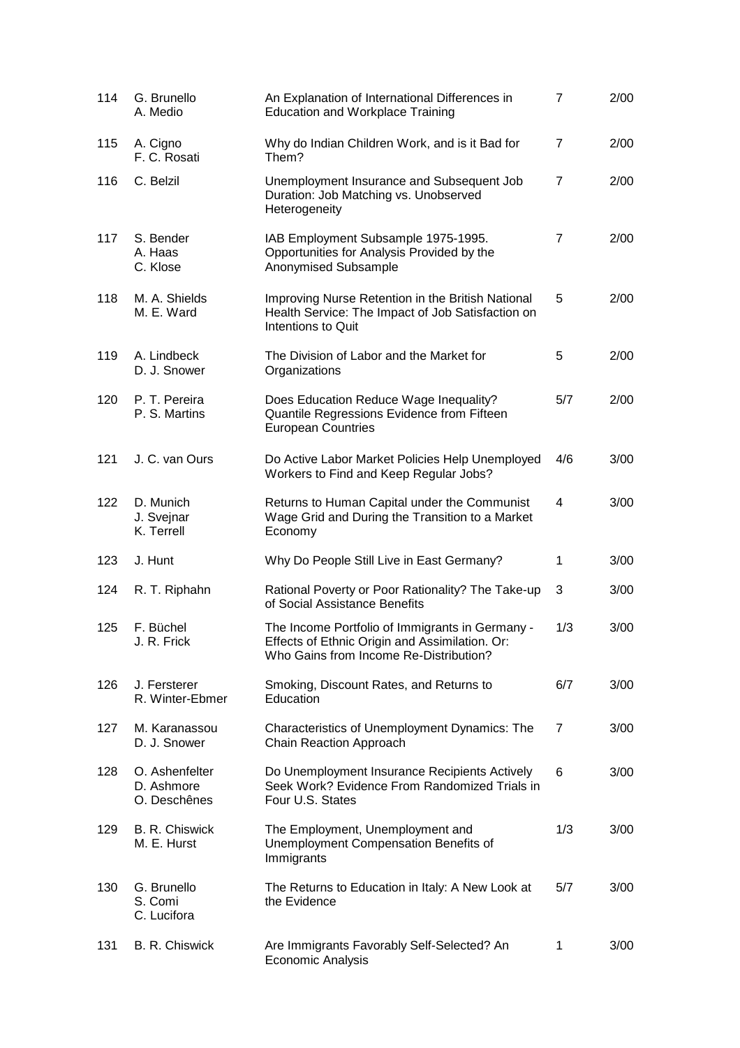| | | | | |
|---|---|---|---|---|
| 114 | G. Brunello<br>A. Medio | An Explanation of International Differences in Education and Workplace Training | 7 | 2/00 |
| 115 | A. Cigno<br>F. C. Rosati | Why do Indian Children Work, and is it Bad for Them? | 7 | 2/00 |
| 116 | C. Belzil | Unemployment Insurance and Subsequent Job Duration: Job Matching vs. Unobserved Heterogeneity | 7 | 2/00 |
| 117 | S. Bender<br>A. Haas<br>C. Klose | IAB Employment Subsample 1975-1995. Opportunities for Analysis Provided by the Anonymised Subsample | 7 | 2/00 |
| 118 | M. A. Shields<br>M. E. Ward | Improving Nurse Retention in the British National Health Service: The Impact of Job Satisfaction on Intentions to Quit | 5 | 2/00 |
| 119 | A. Lindbeck<br>D. J. Snower | The Division of Labor and the Market for Organizations | 5 | 2/00 |
| 120 | P. T. Pereira<br>P. S. Martins | Does Education Reduce Wage Inequality? Quantile Regressions Evidence from Fifteen European Countries | 5/7 | 2/00 |
| 121 | J. C. van Ours | Do Active Labor Market Policies Help Unemployed Workers to Find and Keep Regular Jobs? | 4/6 | 3/00 |
| 122 | D. Munich<br>J. Svejnar<br>K. Terrell | Returns to Human Capital under the Communist Wage Grid and During the Transition to a Market Economy | 4 | 3/00 |
| 123 | J. Hunt | Why Do People Still Live in East Germany? | 1 | 3/00 |
| 124 | R. T. Riphahn | Rational Poverty or Poor Rationality? The Take-up of Social Assistance Benefits | 3 | 3/00 |
| 125 | F. Büchel<br>J. R. Frick | The Income Portfolio of Immigrants in Germany - Effects of Ethnic Origin and Assimilation. Or: Who Gains from Income Re-Distribution? | 1/3 | 3/00 |
| 126 | J. Fersterer<br>R. Winter-Ebmer | Smoking, Discount Rates, and Returns to Education | 6/7 | 3/00 |
| 127 | M. Karanassou<br>D. J. Snower | Characteristics of Unemployment Dynamics: The Chain Reaction Approach | 7 | 3/00 |
| 128 | O. Ashenfelter<br>D. Ashmore<br>O. Deschênes | Do Unemployment Insurance Recipients Actively Seek Work? Evidence From Randomized Trials in Four U.S. States | 6 | 3/00 |
| 129 | B. R. Chiswick<br>M. E. Hurst | The Employment, Unemployment and Unemployment Compensation Benefits of Immigrants | 1/3 | 3/00 |
| 130 | G. Brunello<br>S. Comi<br>C. Lucifora | The Returns to Education in Italy: A New Look at the Evidence | 5/7 | 3/00 |
| 131 | B. R. Chiswick | Are Immigrants Favorably Self-Selected? An Economic Analysis | 1 | 3/00 |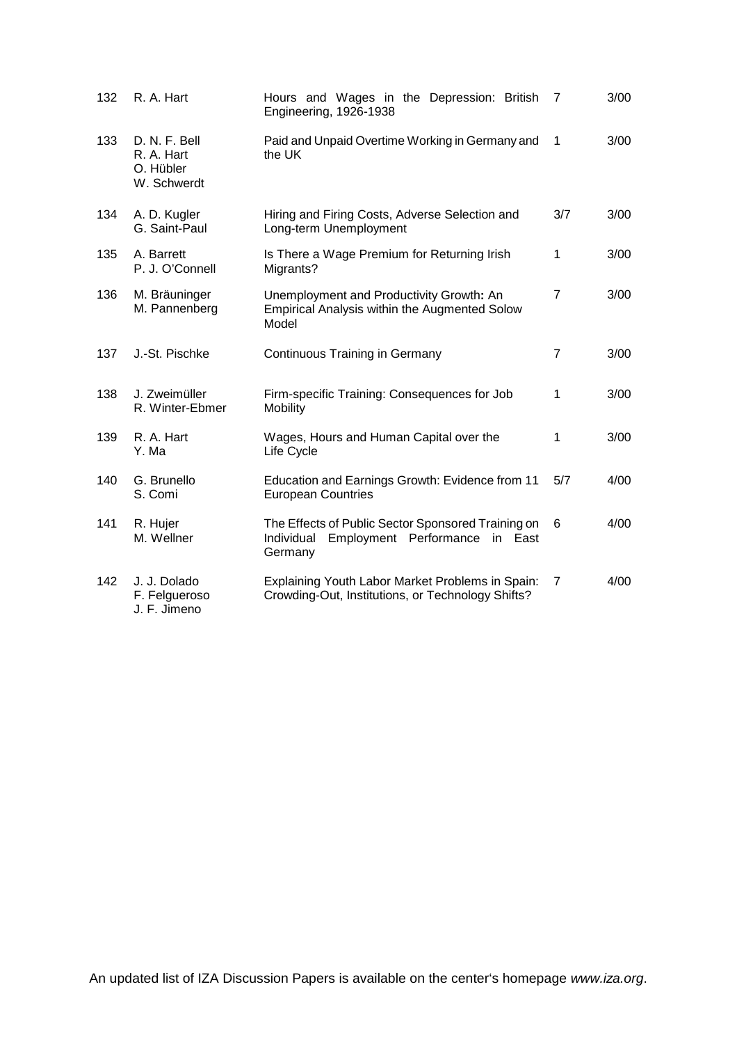| | | | | |
|---|---|---|---|---|
| 132 | R. A. Hart | Hours and Wages in the Depression: British Engineering, 1926-1938 | 7 | 3/00 |
| 133 | D. N. F. Bell<br>R. A. Hart<br>O. Hübler<br>W. Schwerdt | Paid and Unpaid Overtime Working in Germany and the UK | 1 | 3/00 |
| 134 | A. D. Kugler<br>G. Saint-Paul | Hiring and Firing Costs, Adverse Selection and Long-term Unemployment | 3/7 | 3/00 |
| 135 | A. Barrett<br>P. J. O'Connell | Is There a Wage Premium for Returning Irish Migrants? | 1 | 3/00 |
| 136 | M. Bräuninger<br>M. Pannenberg | Unemployment and Productivity Growth: An Empirical Analysis within the Augmented Solow Model | 7 | 3/00 |
| 137 | J.-St. Pischke | Continuous Training in Germany | 7 | 3/00 |
| 138 | J. Zweimüller<br>R. Winter-Ebmer | Firm-specific Training: Consequences for Job Mobility | 1 | 3/00 |
| 139 | R. A. Hart<br>Y. Ma | Wages, Hours and Human Capital over the Life Cycle | 1 | 3/00 |
| 140 | G. Brunello<br>S. Comi | Education and Earnings Growth: Evidence from 11 European Countries | 5/7 | 4/00 |
| 141 | R. Hujer<br>M. Wellner | The Effects of Public Sector Sponsored Training on Individual Employment Performance in East Germany | 6 | 4/00 |
| 142 | J. J. Dolado<br>F. Felgueroso<br>J. F. Jimeno | Explaining Youth Labor Market Problems in Spain: Crowding-Out, Institutions, or Technology Shifts? | 7 | 4/00 |

An updated list of IZA Discussion Papers is available on the center's homepage *www.iza.org*.